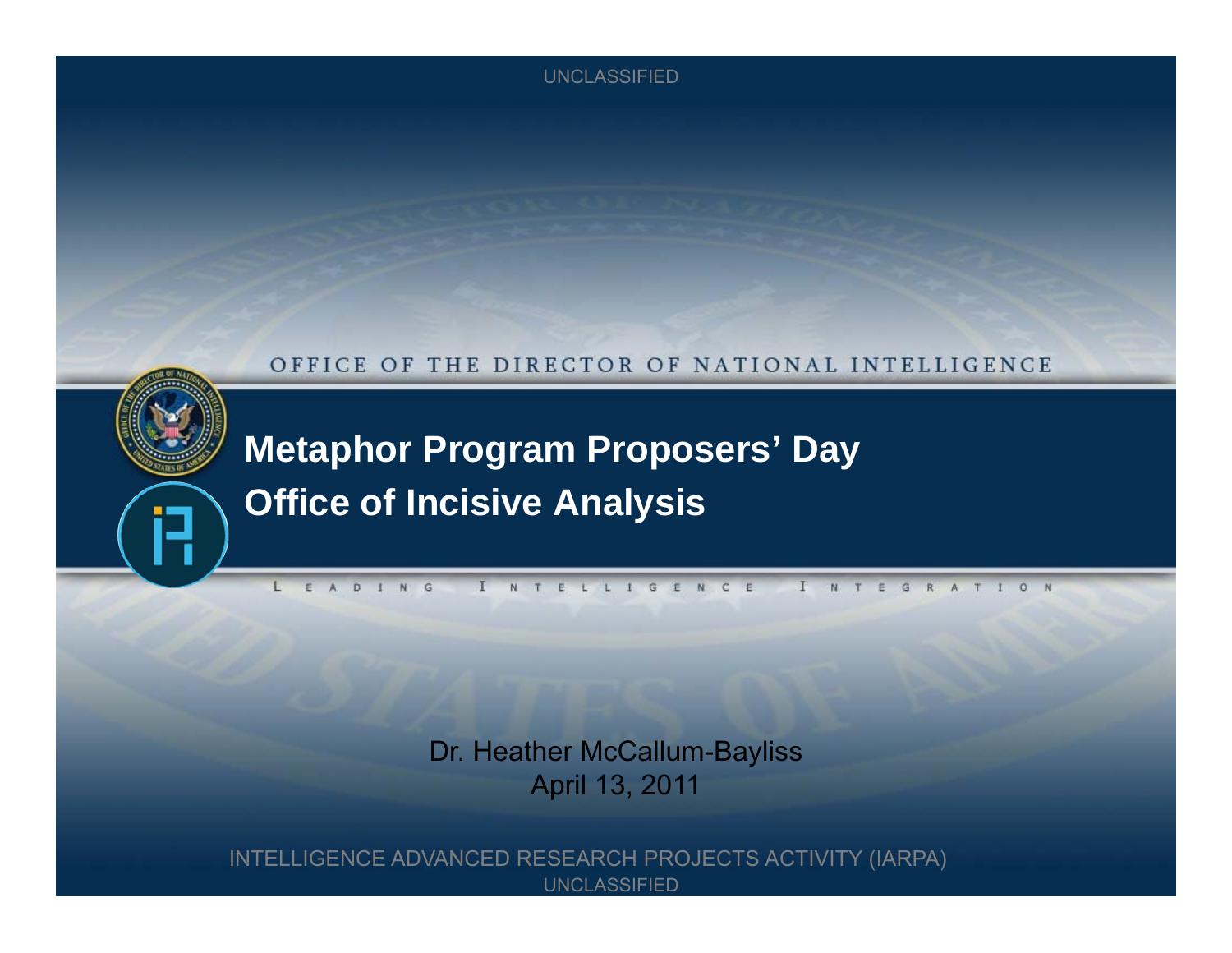OFFICE OF THE DIRECTOR OF NATIONAL INTELLIGENCE

# Metaphor Program Proposers' Day

## Office of Incisive Analysis

LEADING INTELLIGENCE INTEGRATION

Dr. Heather McCallum-Bayliss

April 13, 2011

INTELLIGENCE ADVANCED RESEARCH PROJECTS ACTIVITY (IARPA)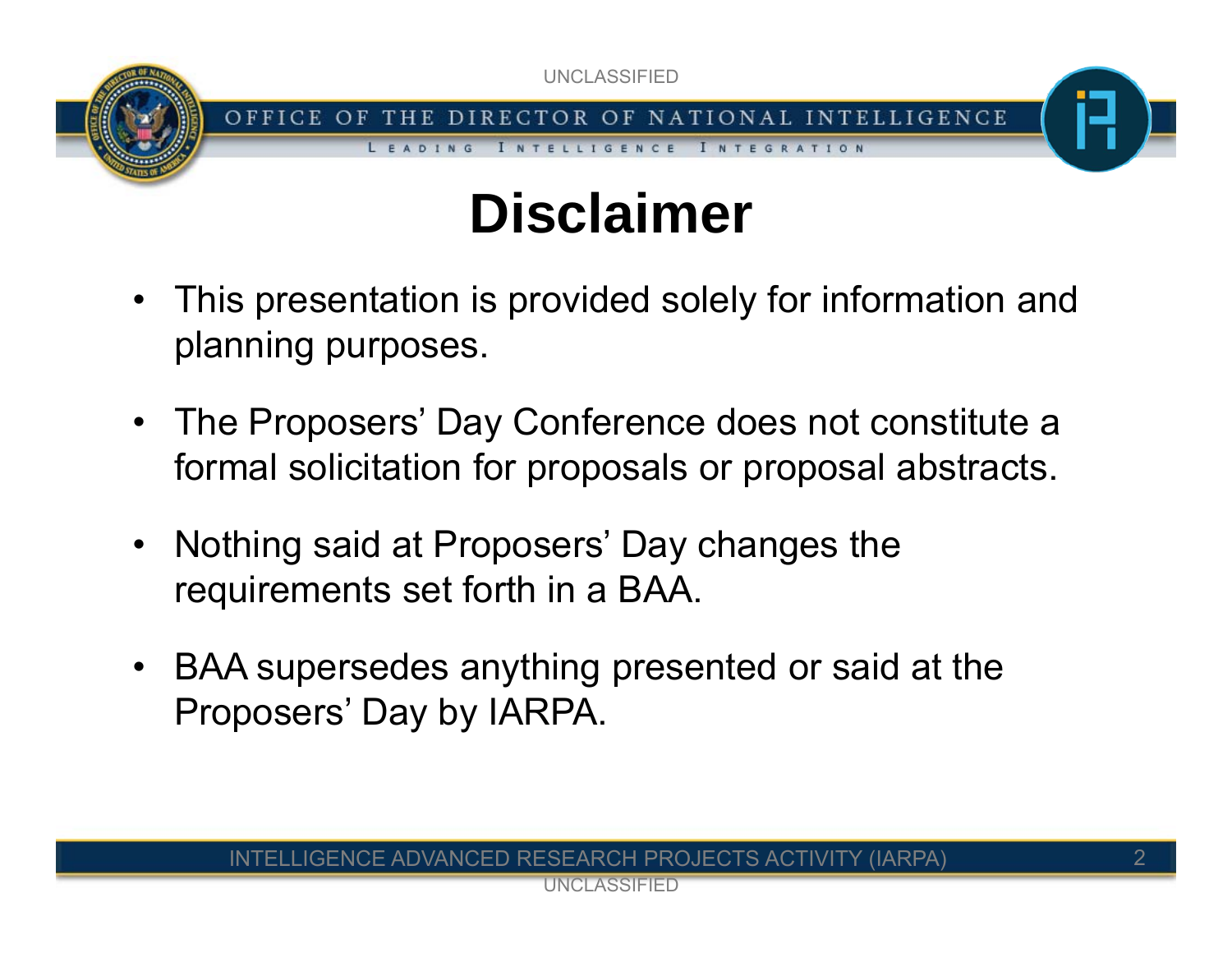# Disclaimer

- This presentation is provided solely for information and planning purposes.
- The Proposers' Day Conference does not constitute a formal solicitation for proposals or proposal abstracts.
- Nothing said at Proposers' Day changes the requirements set forth in a BAA.
- BAA supersedes anything presented or said at the Proposers' Day by IARPA.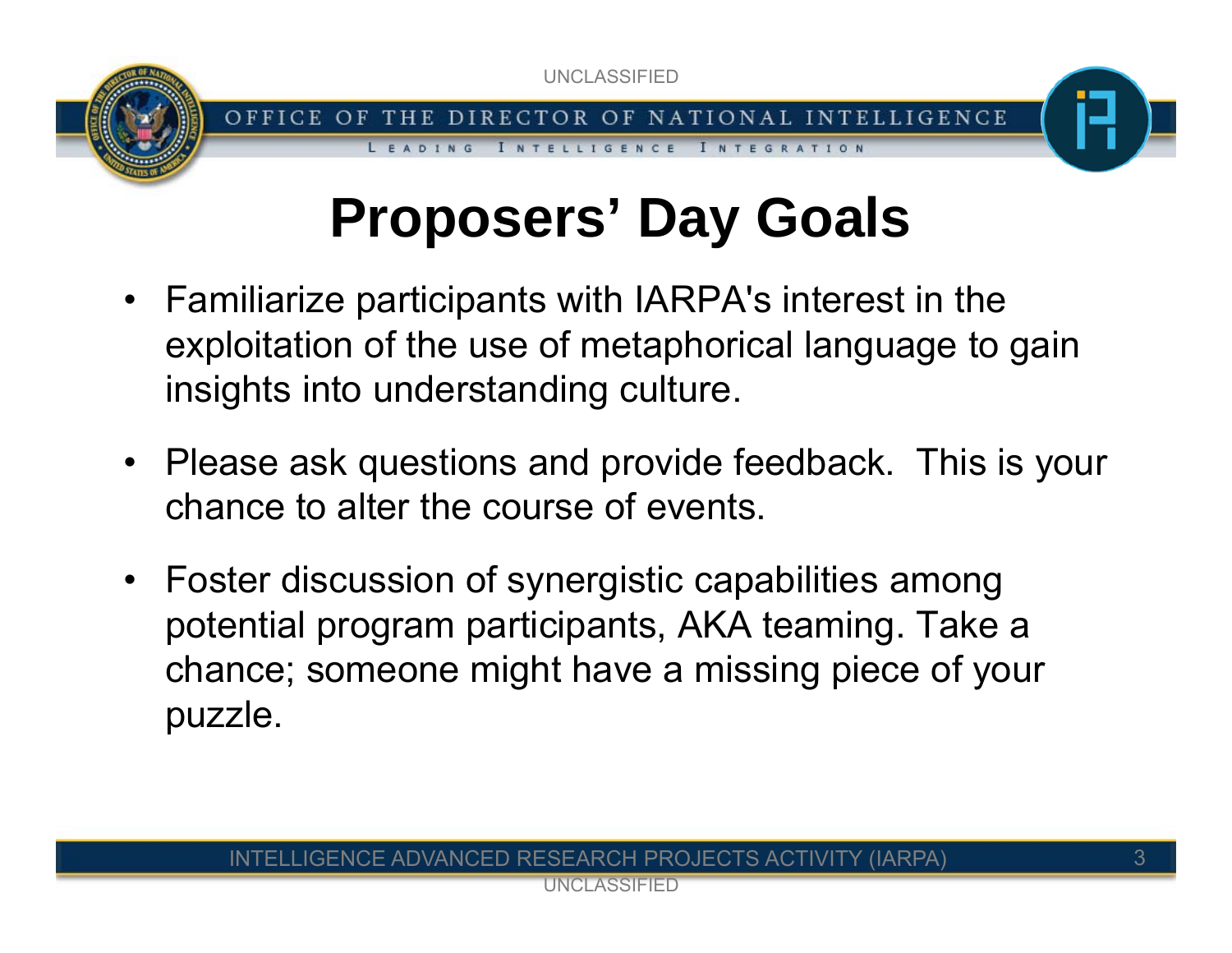# Proposers' Day Goals

- Familiarize participants with IARPA's interest in the exploitation of the use of metaphorical language to gain insights into understanding culture.
- Please ask questions and provide feedback. This is your chance to alter the course of events.
- Foster discussion of synergistic capabilities among potential program participants, AKA teaming. Take a chance; someone might have a missing piece of your puzzle.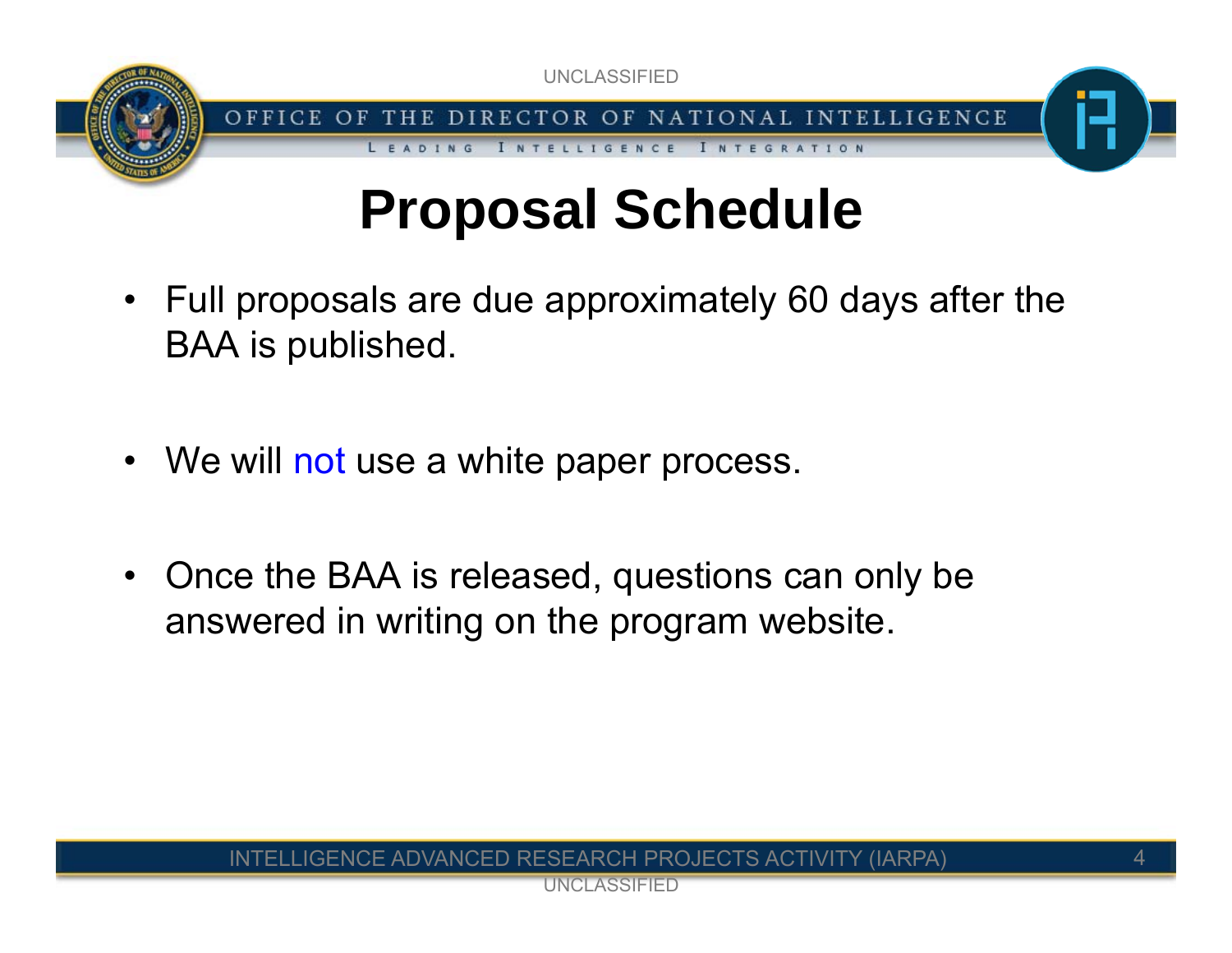# Proposal Schedule

- Full proposals are due approximately 60 days after the BAA is published.
- We will not use a white paper process.
- Once the BAA is released, questions can only be answered in writing on the program website.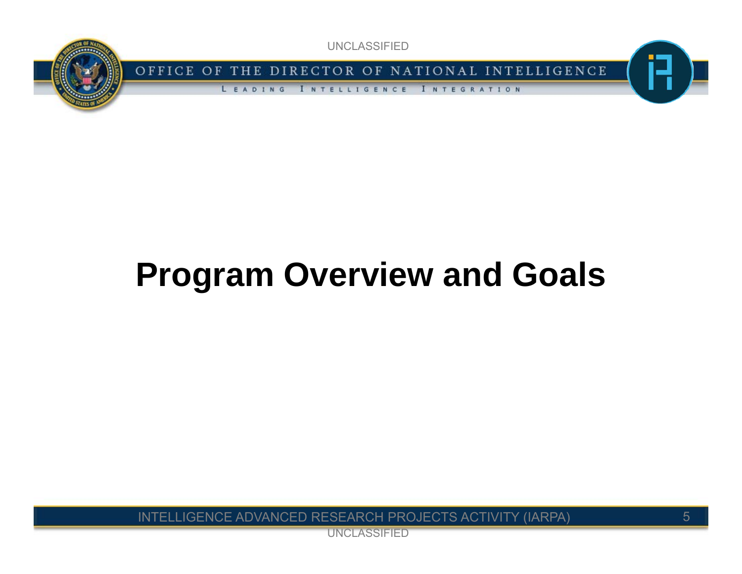# Program Overview and Goals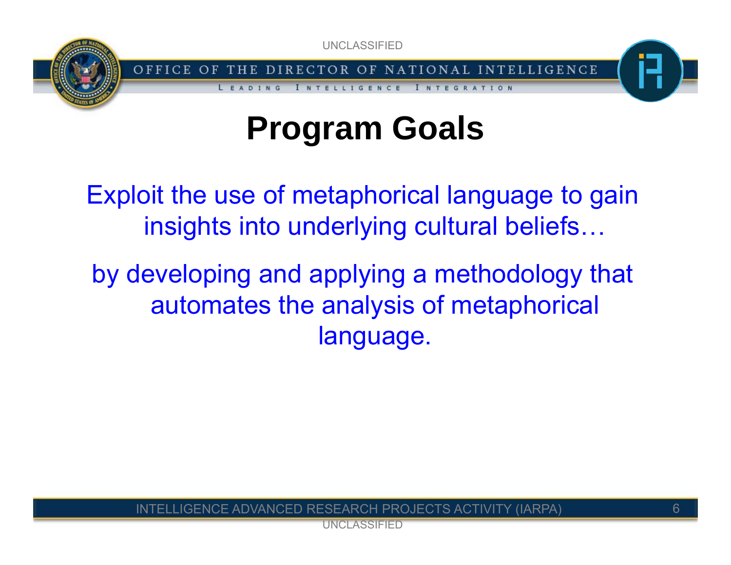# Program Goals

Exploit the use of metaphorical language to gain insights into underlying cultural beliefs…

by developing and applying a methodology that automates the analysis of metaphorical language.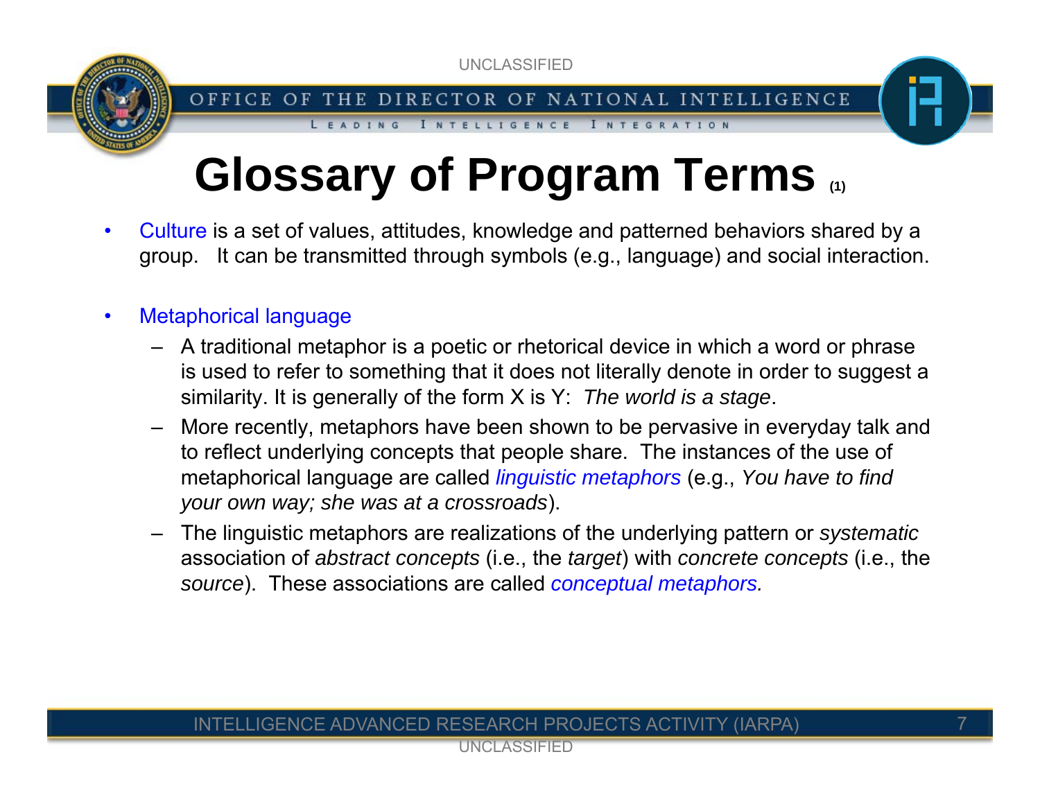# Glossary of Program Terms (1)

- Culture is a set of values, attitudes, knowledge and patterned behaviors shared by a group. It can be transmitted through symbols (e.g., language) and social interaction.

- Metaphorical language
  - A traditional metaphor is a poetic or rhetorical device in which a word or phrase is used to refer to something that it does not literally denote in order to suggest a similarity. It is generally of the form X is Y: *The world is a stage*.
  - More recently, metaphors have been shown to be pervasive in everyday talk and to reflect underlying concepts that people share. The instances of the use of metaphorical language are called *linguistic metaphors* (e.g., *You have to find your own way; she was at a crossroads*).
  - The linguistic metaphors are realizations of the underlying pattern or *systematic* association of *abstract concepts* (i.e., the *target*) with *concrete concepts* (i.e., the *source*). These associations are called *conceptual metaphors.*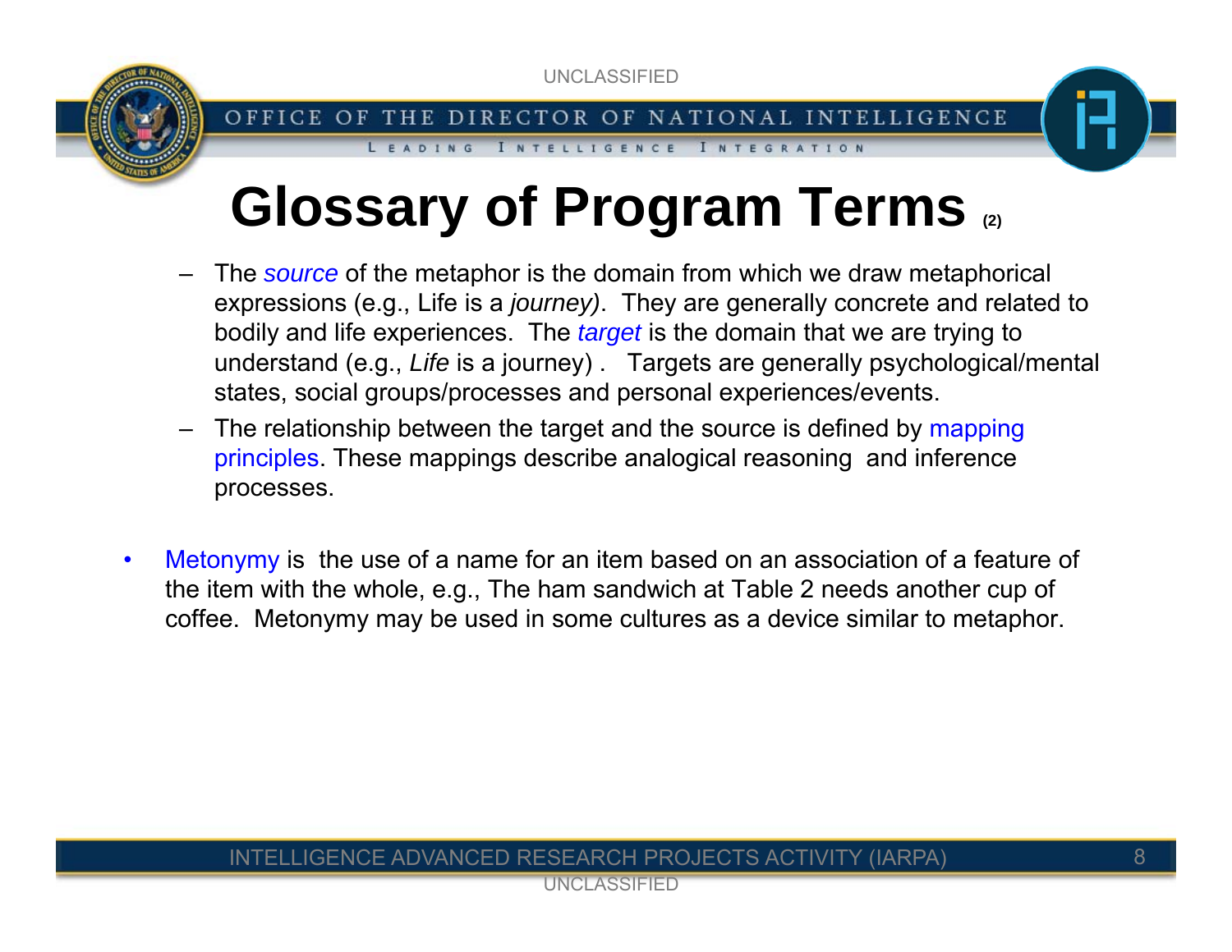# Glossary of Program Terms (2)

- The *source* of the metaphor is the domain from which we draw metaphorical expressions (e.g., Life is a *journey)*. They are generally concrete and related to bodily and life experiences. The *target* is the domain that we are trying to understand (e.g., *Life* is a journey) . Targets are generally psychological/mental states, social groups/processes and personal experiences/events.
- The relationship between the target and the source is defined by mapping principles. These mappings describe analogical reasoning and inference processes.

- Metonymy is the use of a name for an item based on an association of a feature of the item with the whole, e.g., The ham sandwich at Table 2 needs another cup of coffee. Metonymy may be used in some cultures as a device similar to metaphor.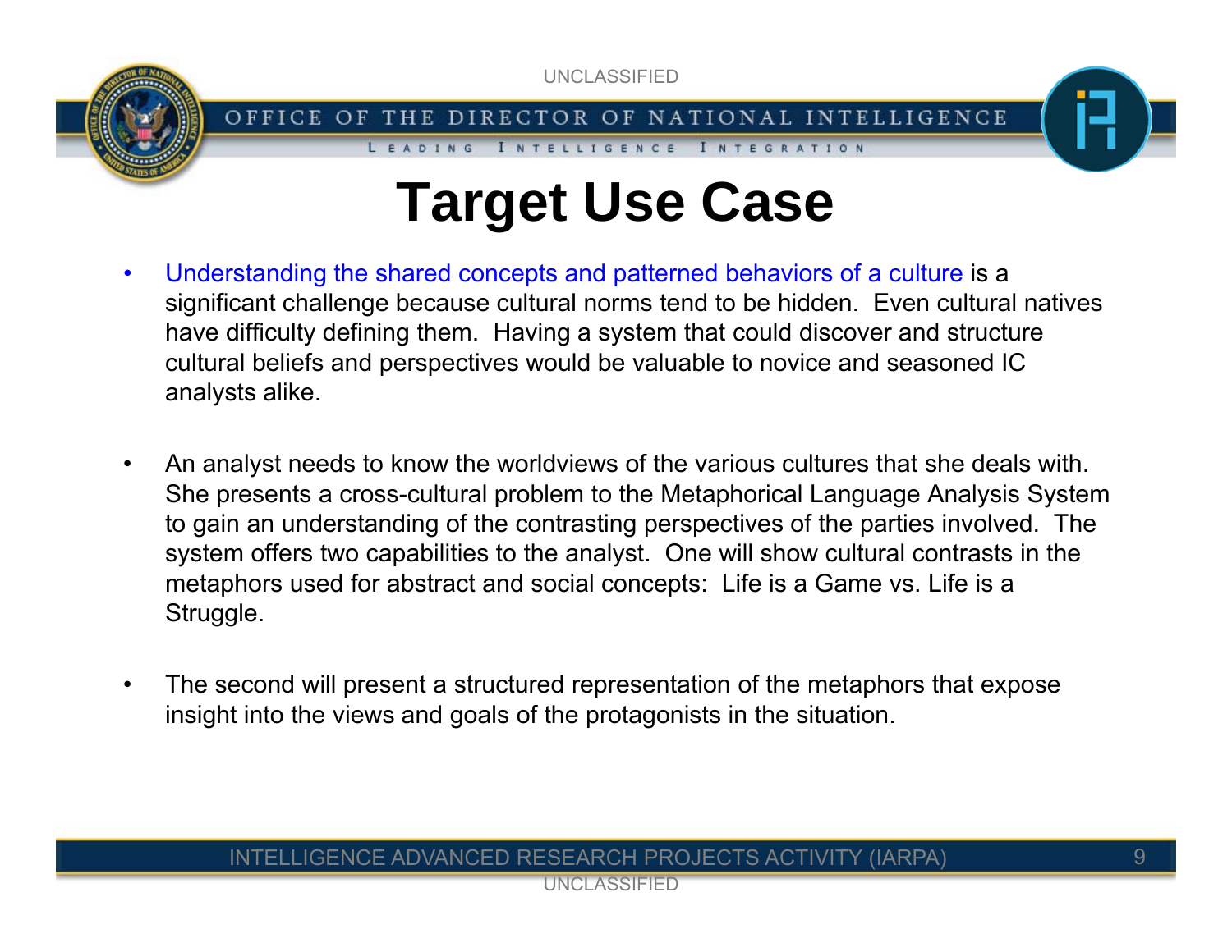# Target Use Case

- Understanding the shared concepts and patterned behaviors of a culture is a significant challenge because cultural norms tend to be hidden. Even cultural natives have difficulty defining them. Having a system that could discover and structure cultural beliefs and perspectives would be valuable to novice and seasoned IC analysts alike.

- An analyst needs to know the worldviews of the various cultures that she deals with. She presents a cross-cultural problem to the Metaphorical Language Analysis System to gain an understanding of the contrasting perspectives of the parties involved. The system offers two capabilities to the analyst. One will show cultural contrasts in the metaphors used for abstract and social concepts: Life is a Game vs. Life is a Struggle.

- The second will present a structured representation of the metaphors that expose insight into the views and goals of the protagonists in the situation.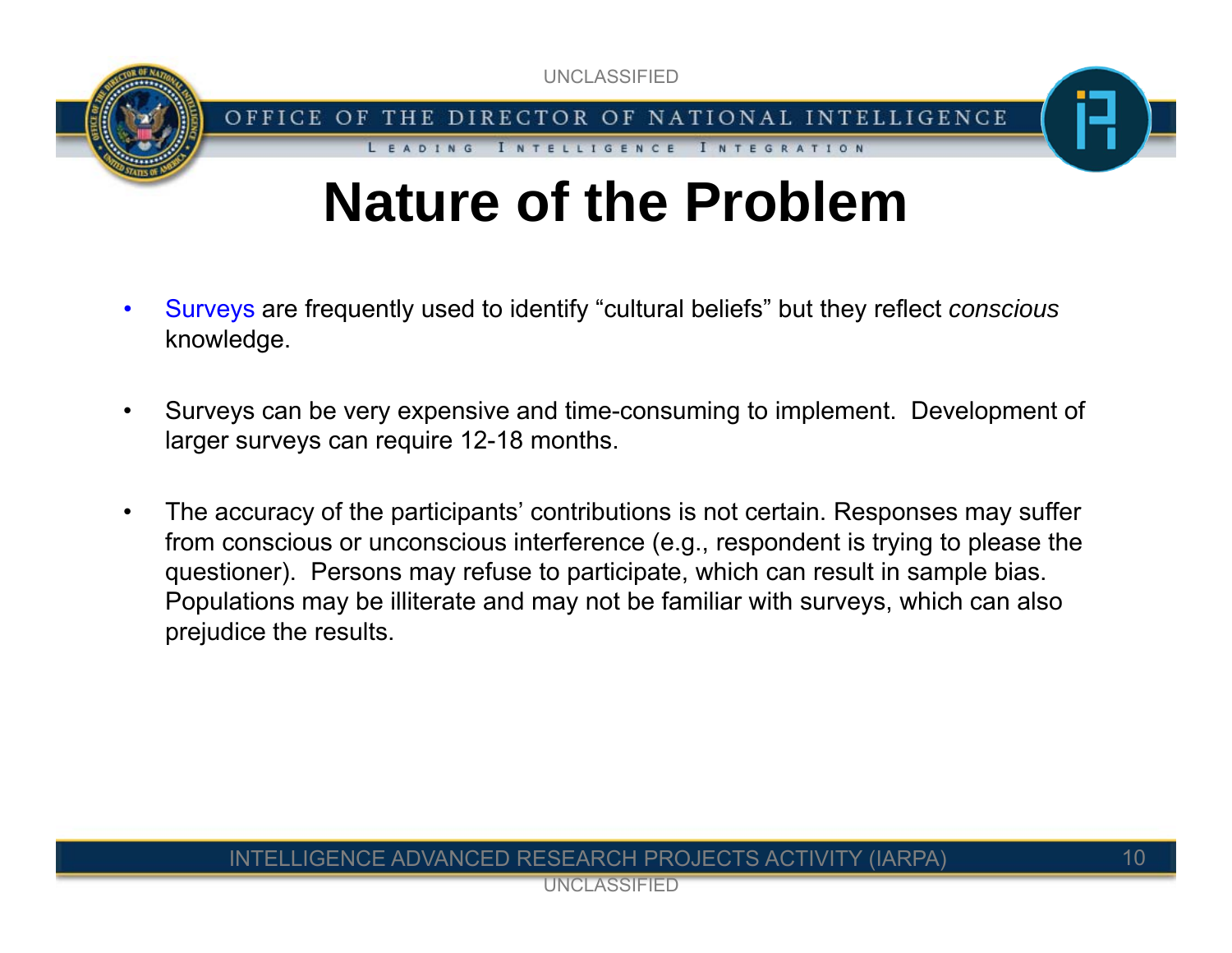# Nature of the Problem

- Surveys are frequently used to identify “cultural beliefs” but they reflect *conscious* knowledge.

- Surveys can be very expensive and time-consuming to implement. Development of larger surveys can require 12-18 months.

- The accuracy of the participants’ contributions is not certain. Responses may suffer from conscious or unconscious interference (e.g., respondent is trying to please the questioner). Persons may refuse to participate, which can result in sample bias. Populations may be illiterate and may not be familiar with surveys, which can also prejudice the results.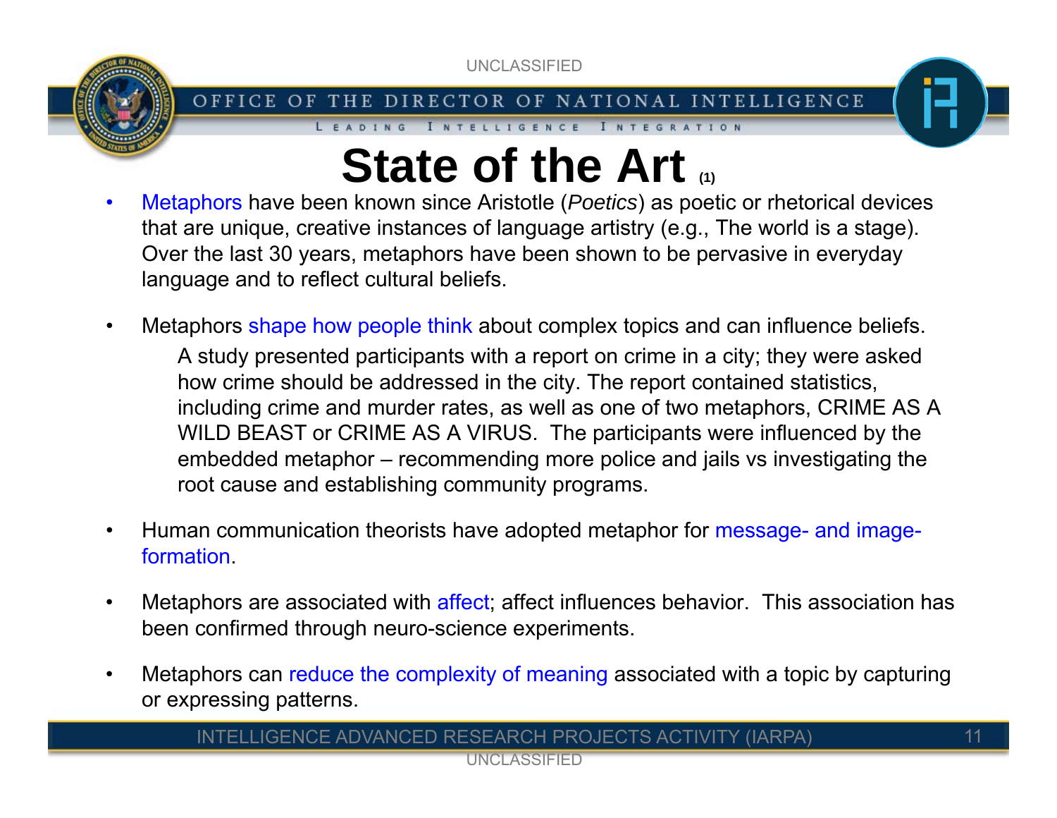# State of the Art (1)

- Metaphors have been known since Aristotle (*Poetics*) as poetic or rhetorical devices that are unique, creative instances of language artistry (e.g., The world is a stage). Over the last 30 years, metaphors have been shown to be pervasive in everyday language and to reflect cultural beliefs.

- Metaphors shape how people think about complex topics and can influence beliefs.

  A study presented participants with a report on crime in a city; they were asked how crime should be addressed in the city. The report contained statistics, including crime and murder rates, as well as one of two metaphors, CRIME AS A WILD BEAST or CRIME AS A VIRUS. The participants were influenced by the embedded metaphor – recommending more police and jails vs investigating the root cause and establishing community programs.

- Human communication theorists have adopted metaphor for message- and image-formation.

- Metaphors are associated with affect; affect influences behavior. This association has been confirmed through neuro-science experiments.

- Metaphors can reduce the complexity of meaning associated with a topic by capturing or expressing patterns.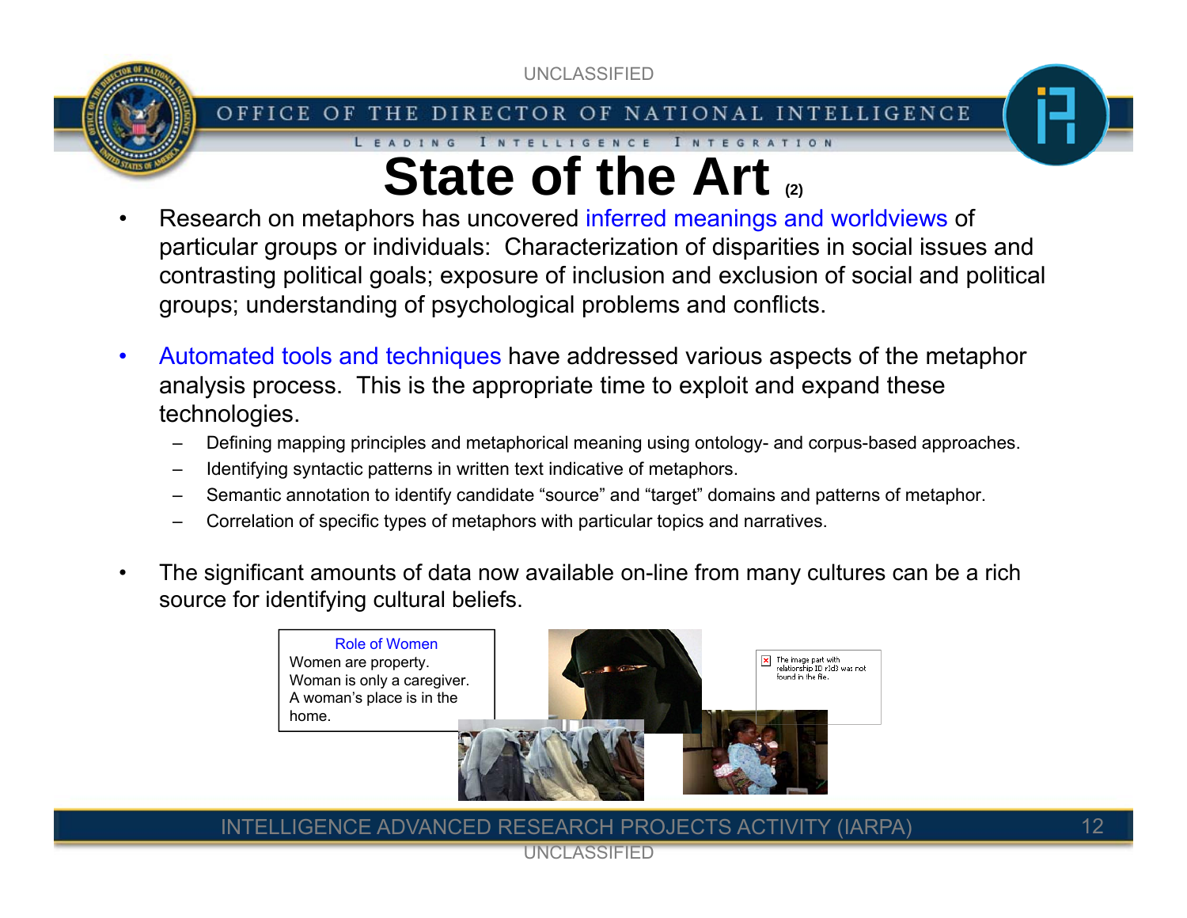# State of the Art (2)

- Research on metaphors has uncovered inferred meanings and worldviews of particular groups or individuals: Characterization of disparities in social issues and contrasting political goals; exposure of inclusion and exclusion of social and political groups; understanding of psychological problems and conflicts.

- Automated tools and techniques have addressed various aspects of the metaphor analysis process. This is the appropriate time to exploit and expand these technologies.
  - Defining mapping principles and metaphorical meaning using ontology- and corpus-based approaches.
  - Identifying syntactic patterns in written text indicative of metaphors.
  - Semantic annotation to identify candidate "source" and "target" domains and patterns of metaphor.
  - Correlation of specific types of metaphors with particular topics and narratives.

- The significant amounts of data now available on-line from many cultures can be a rich source for identifying cultural beliefs.

Role of Women
Women are property.
Woman is only a caregiver.
A woman's place is in the home.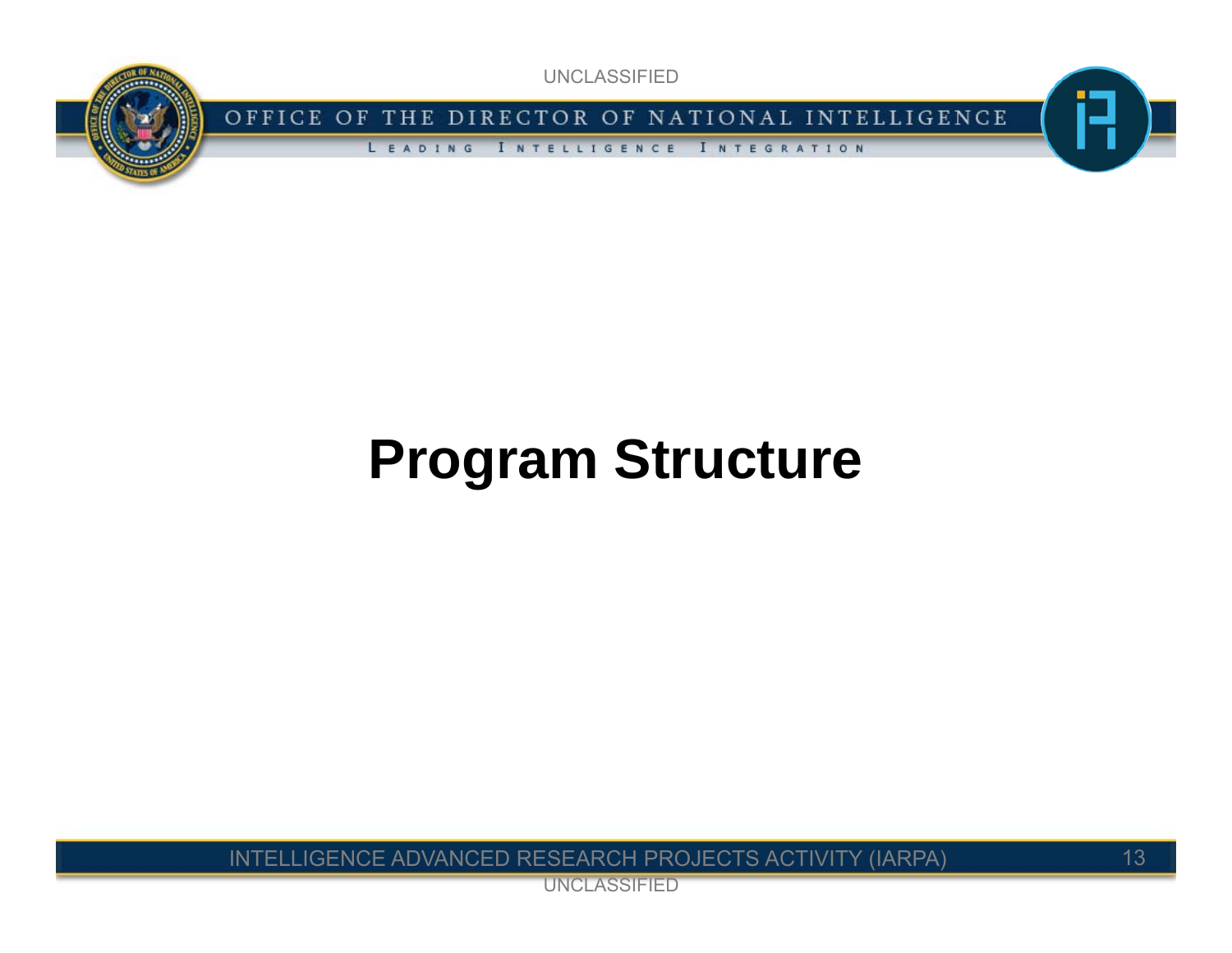# Program Structure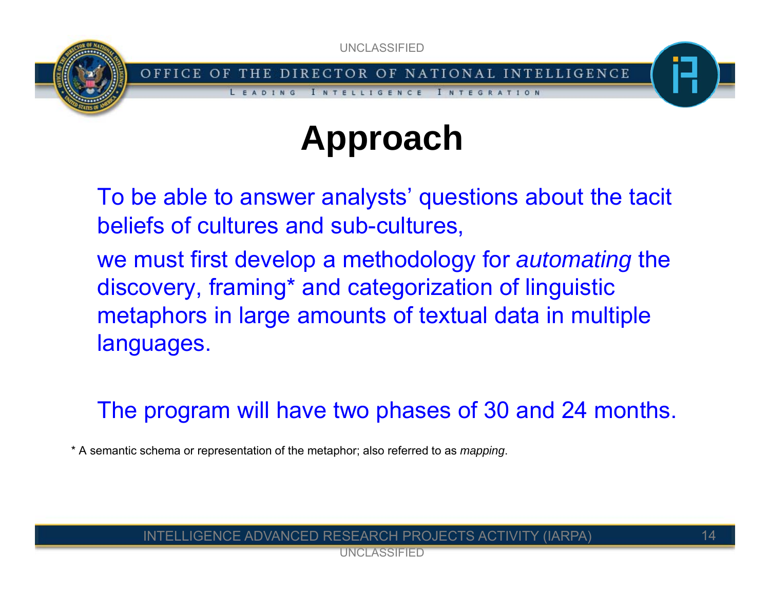# Approach

To be able to answer analysts' questions about the tacit beliefs of cultures and sub-cultures,

we must first develop a methodology for *automating* the discovery, framing* and categorization of linguistic metaphors in large amounts of textual data in multiple languages.

The program will have two phases of 30 and 24 months.

* A semantic schema or representation of the metaphor; also referred to as *mapping*.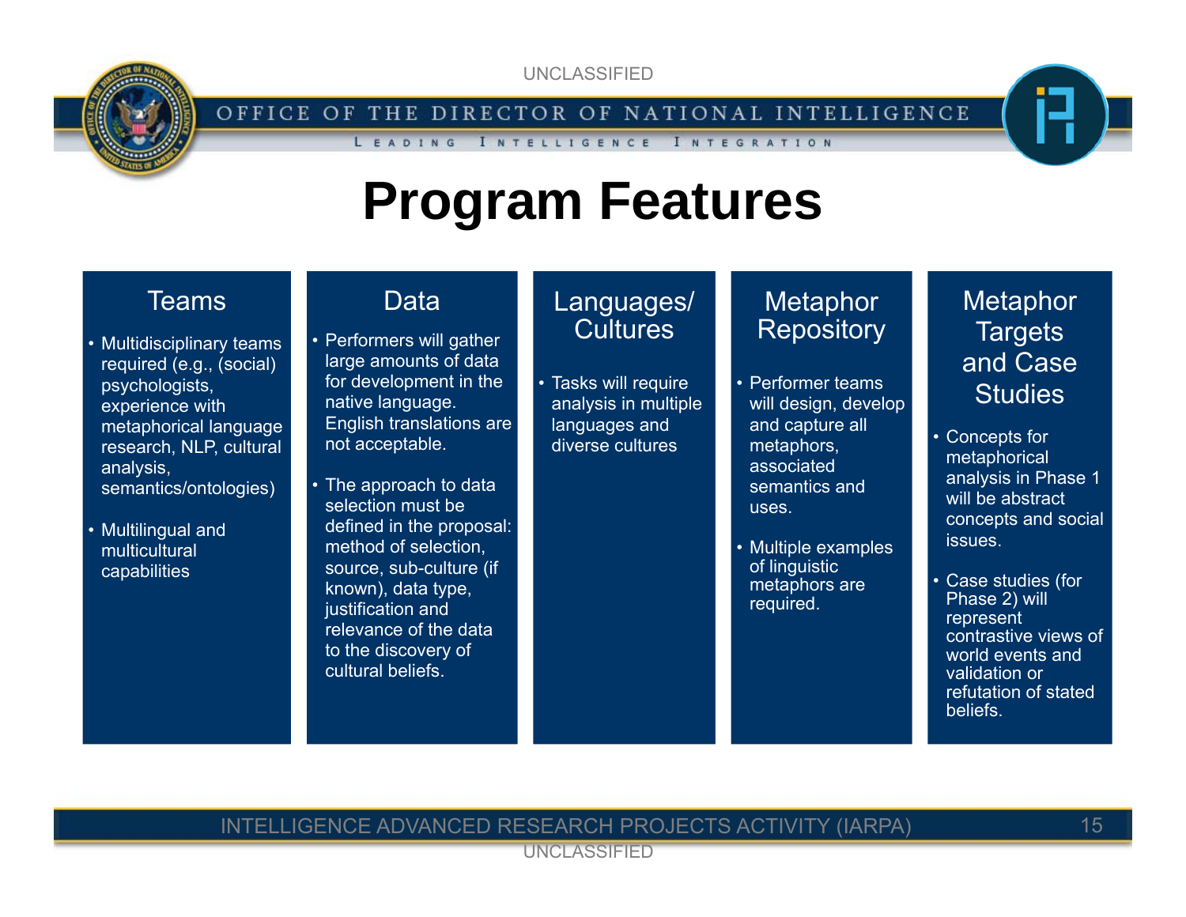# Program Features

## Teams

- Multidisciplinary teams required (e.g., (social) psychologists, experience with metaphorical language research, NLP, cultural analysis, semantics/ontologies)
- Multilingual and multicultural capabilities

## Data

- Performers will gather large amounts of data for development in the native language. English translations are not acceptable.
- The approach to data selection must be defined in the proposal: method of selection, source, sub-culture (if known), data type, justification and relevance of the data to the discovery of cultural beliefs.

## Languages/ Cultures

- Tasks will require analysis in multiple languages and diverse cultures

## Metaphor Repository

- Performer teams will design, develop and capture all metaphors, associated semantics and uses.
- Multiple examples of linguistic metaphors are required.

## Metaphor Targets and Case Studies

- Concepts for metaphorical analysis in Phase 1 will be abstract concepts and social issues.
- Case studies (for Phase 2) will represent contrastive views of world events and validation or refutation of stated beliefs.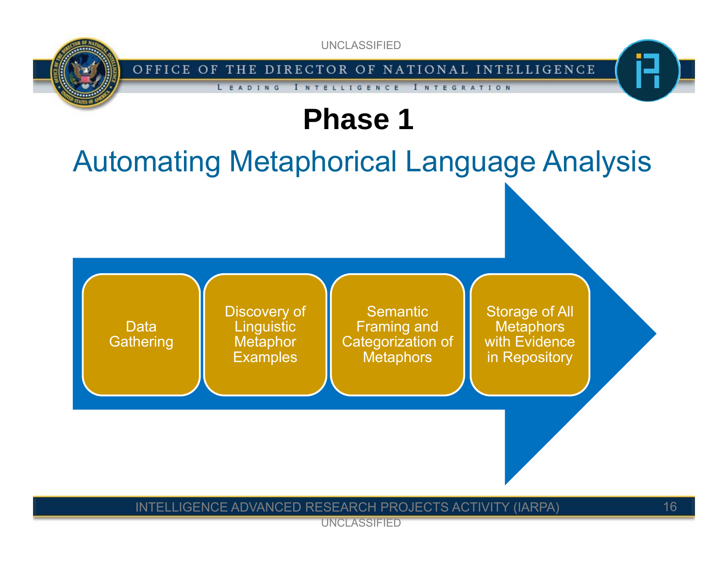# Phase 1

## Automating Metaphorical Language Analysis

- Data Gathering
- Discovery of Linguistic Metaphor Examples
- Semantic Framing and Categorization of Metaphors
- Storage of All Metaphors with Evidence in Repository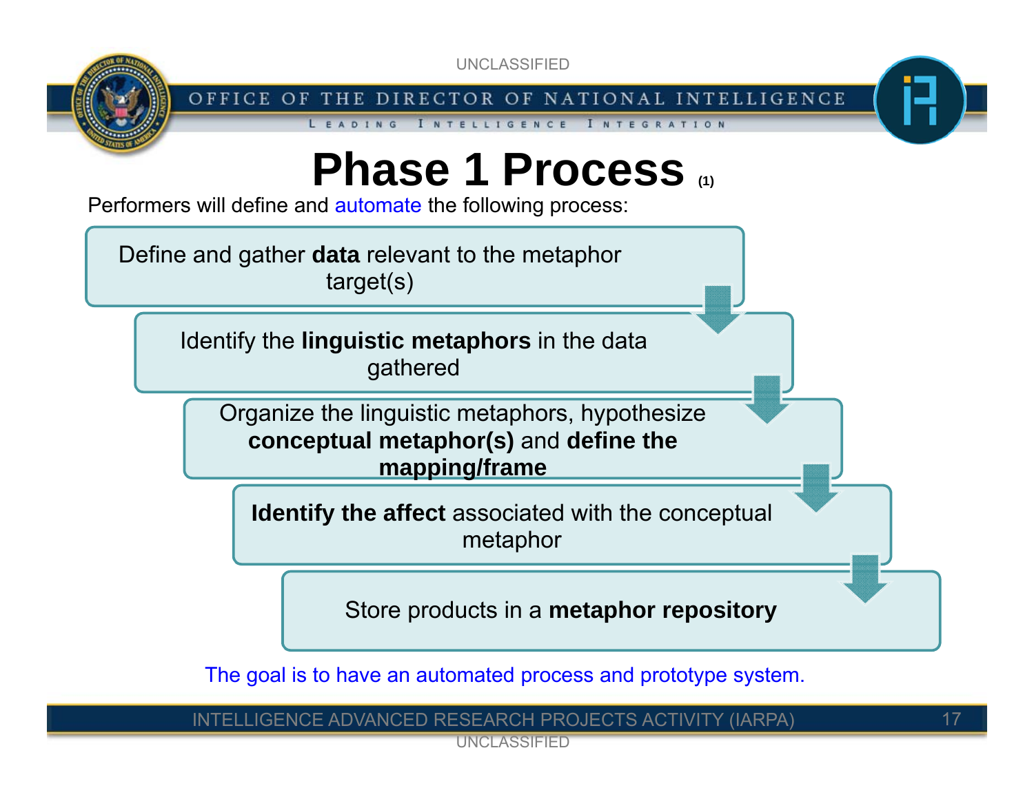# Phase 1 Process (1)

Performers will define and automate the following process:

1. Define and gather **data** relevant to the metaphor target(s)
2. Identify the **linguistic metaphors** in the data gathered
3. Organize the linguistic metaphors, hypothesize **conceptual metaphor(s)** and **define the mapping/frame**
4. **Identify the affect** associated with the conceptual metaphor
5. Store products in a **metaphor repository**

The goal is to have an automated process and prototype system.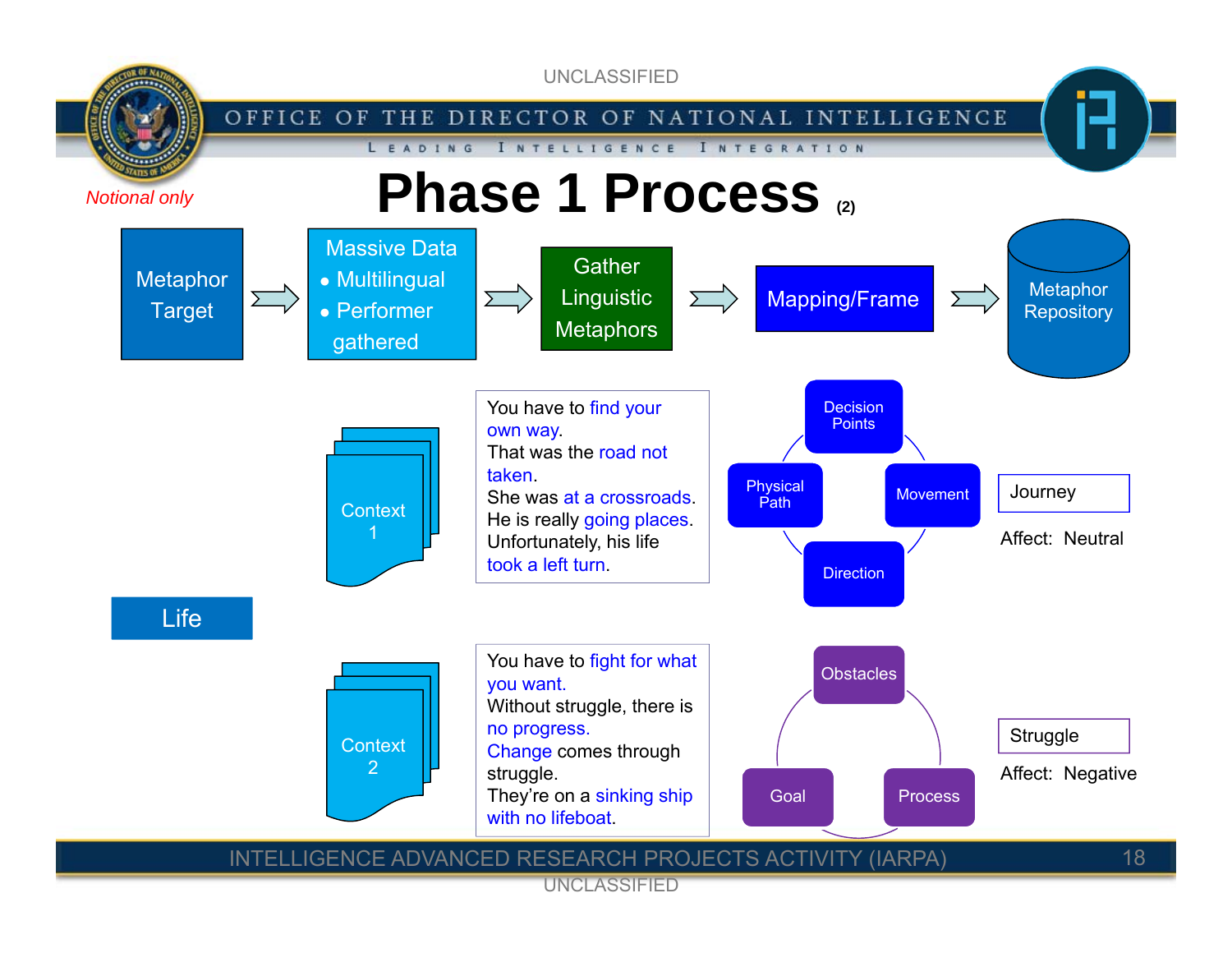UNCLASSIFIED

*Notional only*

# Phase 1 Process (2)

Metaphor Target → Massive Data
- Multilingual
- Performer gathered

→ Gather Linguistic Metaphors → Mapping/Frame → Metaphor Repository

**Life**

Context 1

You have to find your own way.
That was the road not taken.
She was at a crossroads.
He is really going places.
Unfortunately, his life took a left turn.

Decision Points — Movement — Direction — Physical Path

Journey

Affect: Neutral

Context 2

You have to fight for what you want.
Without struggle, there is no progress.
Change comes through struggle.
They're on a sinking ship with no lifeboat.

Obstacles — Process — Goal

Struggle

Affect: Negative

INTELLIGENCE ADVANCED RESEARCH PROJECTS ACTIVITY (IARPA)

UNCLASSIFIED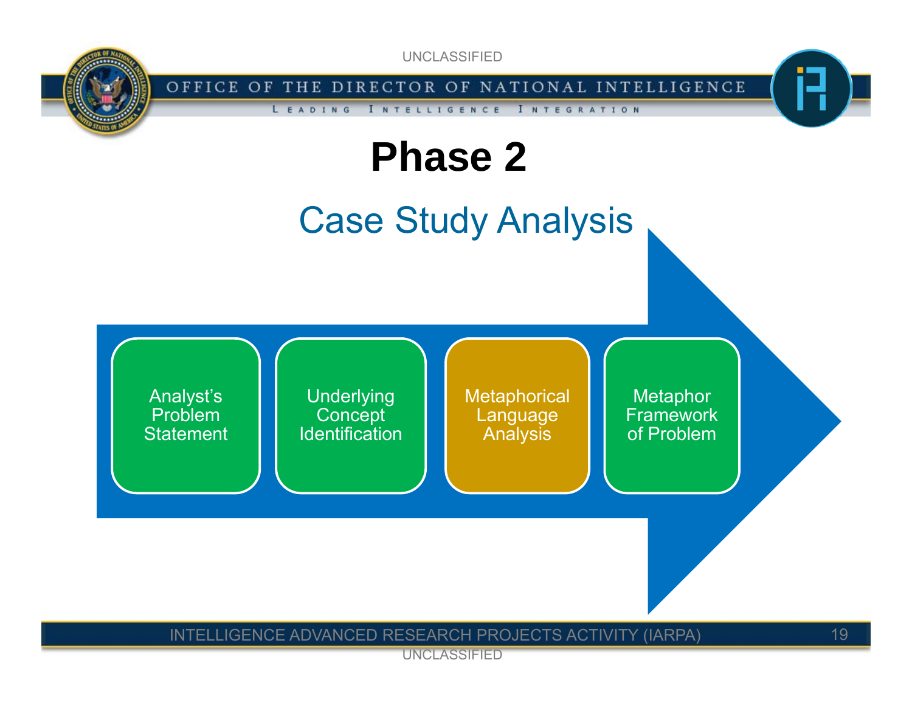# Phase 2

## Case Study Analysis

- Analyst's Problem Statement
- Underlying Concept Identification
- Metaphorical Language Analysis
- Metaphor Framework of Problem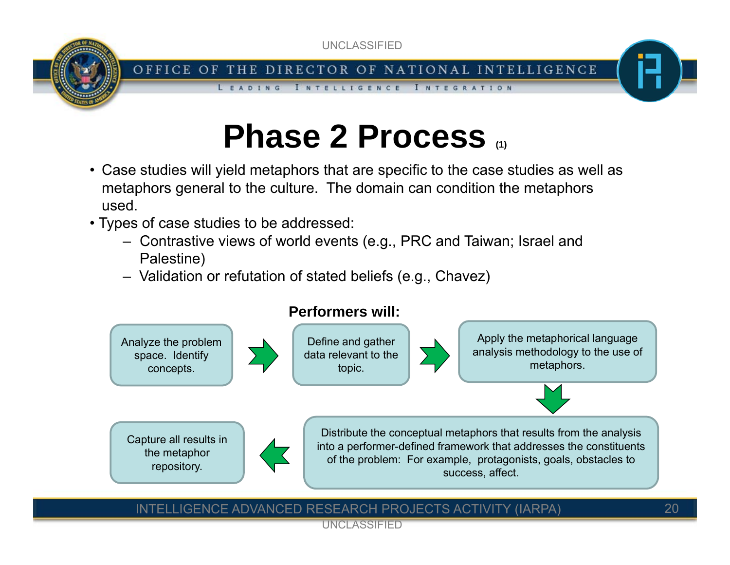# Phase 2 Process (1)

- Case studies will yield metaphors that are specific to the case studies as well as metaphors general to the culture. The domain can condition the metaphors used.
- Types of case studies to be addressed:
  - Contrastive views of world events (e.g., PRC and Taiwan; Israel and Palestine)
  - Validation or refutation of stated beliefs (e.g., Chavez)

**Performers will:**

1. Analyze the problem space. Identify concepts.
2. Define and gather data relevant to the topic.
3. Apply the metaphorical language analysis methodology to the use of metaphors.
4. Distribute the conceptual metaphors that results from the analysis into a performer-defined framework that addresses the constituents of the problem: For example, protagonists, goals, obstacles to success, affect.
5. Capture all results in the metaphor repository.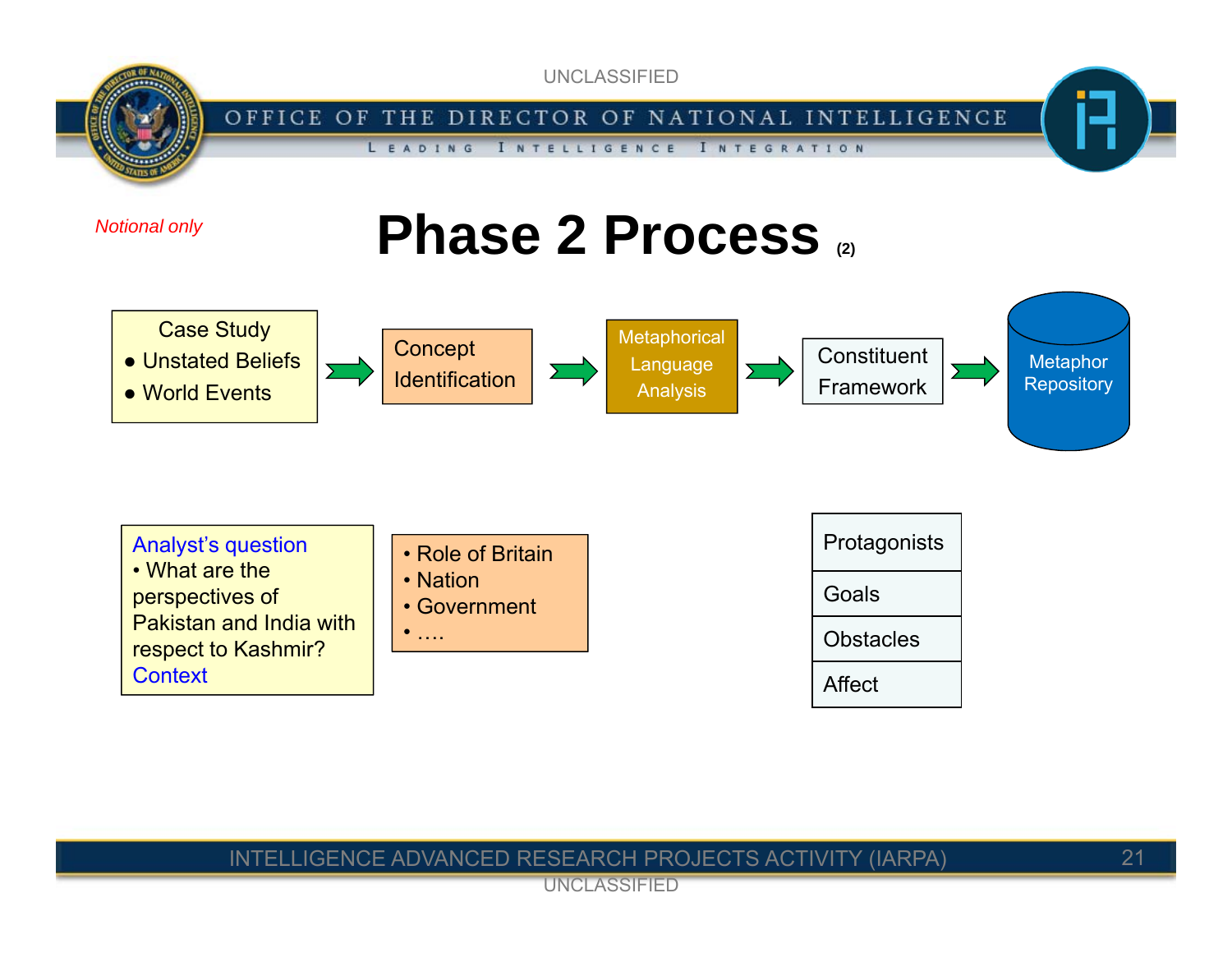*Notional only*

# Phase 2 Process (2)

Case Study
- Unstated Beliefs
- World Events

→ Concept Identification → Metaphorical Language Analysis → Constituent Framework → Metaphor Repository

Analyst's question
- What are the perspectives of Pakistan and India with respect to Kashmir?

Context

- Role of Britain
- Nation
- Government
- ….

| Protagonists |
|---|
| Goals |
| Obstacles |
| Affect |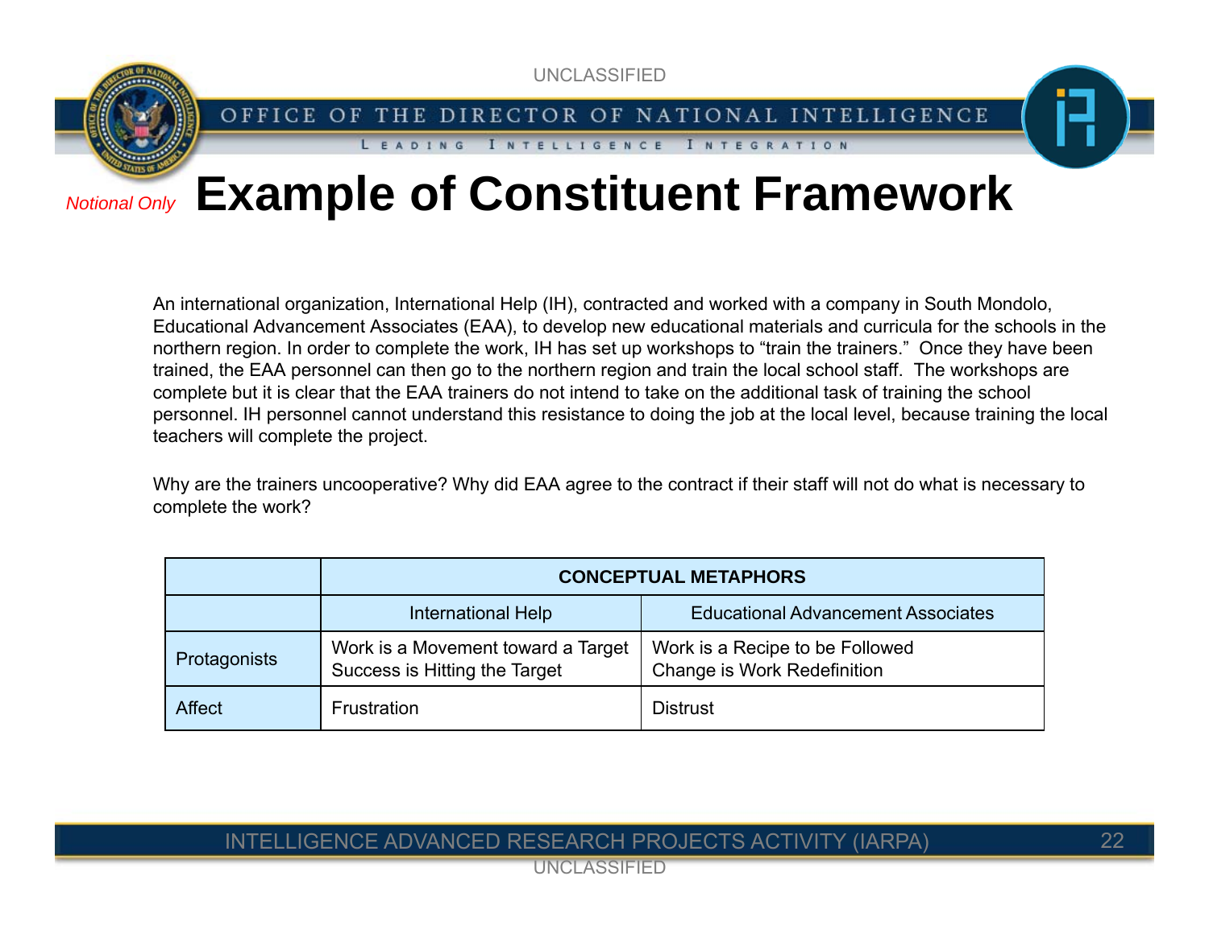*Notional Only*

# Example of Constituent Framework

An international organization, International Help (IH), contracted and worked with a company in South Mondolo, Educational Advancement Associates (EAA), to develop new educational materials and curricula for the schools in the northern region. In order to complete the work, IH has set up workshops to "train the trainers." Once they have been trained, the EAA personnel can then go to the northern region and train the local school staff. The workshops are complete but it is clear that the EAA trainers do not intend to take on the additional task of training the school personnel. IH personnel cannot understand this resistance to doing the job at the local level, because training the local teachers will complete the project.

Why are the trainers uncooperative? Why did EAA agree to the contract if their staff will not do what is necessary to complete the work?

| | **CONCEPTUAL METAPHORS** | |
|---|---|---|
| | International Help | Educational Advancement Associates |
| Protagonists | Work is a Movement toward a Target<br>Success is Hitting the Target | Work is a Recipe to be Followed<br>Change is Work Redefinition |
| Affect | Frustration | Distrust |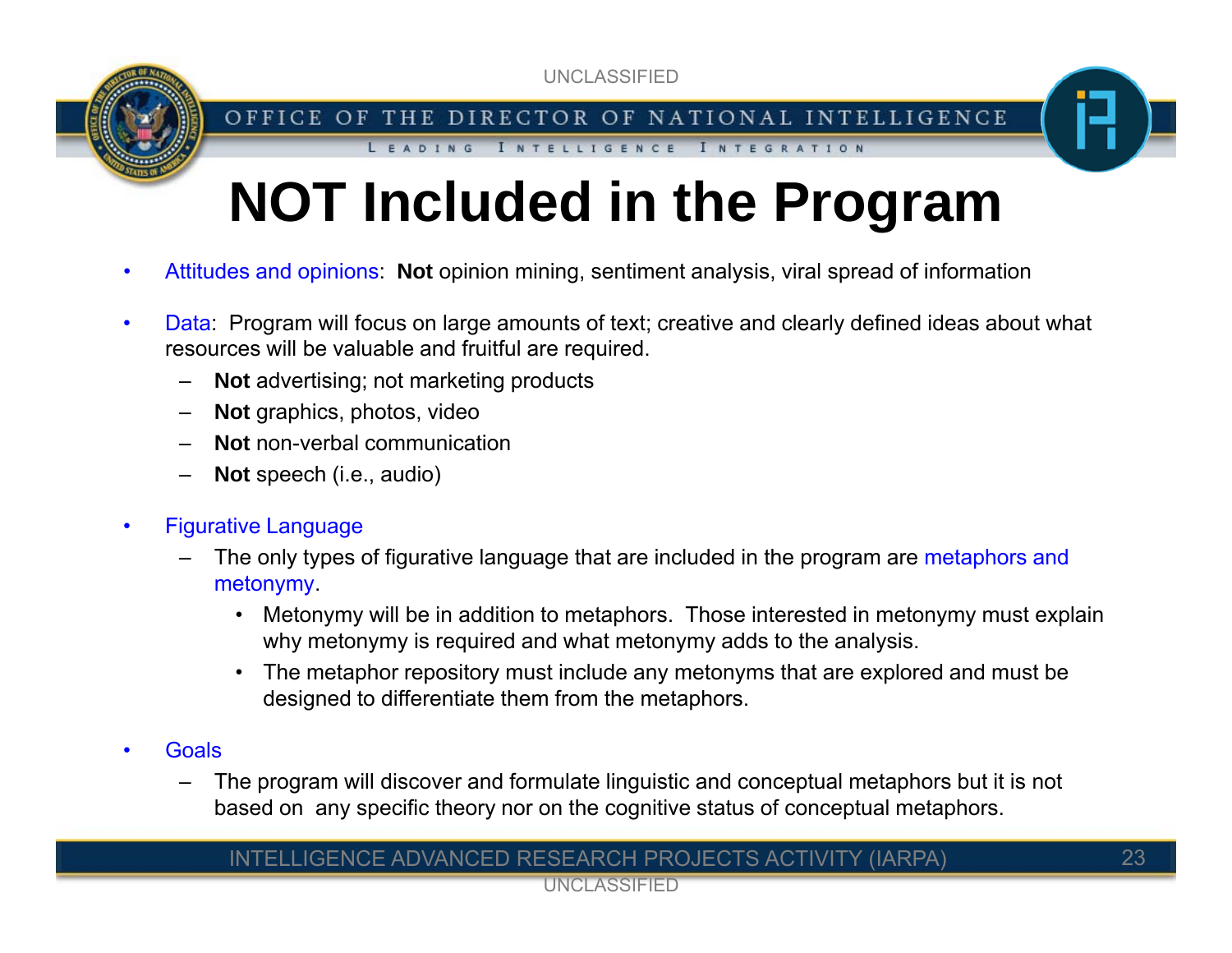# NOT Included in the Program

- Attitudes and opinions: **Not** opinion mining, sentiment analysis, viral spread of information

- Data: Program will focus on large amounts of text; creative and clearly defined ideas about what resources will be valuable and fruitful are required.
  - **Not** advertising; not marketing products
  - **Not** graphics, photos, video
  - **Not** non-verbal communication
  - **Not** speech (i.e., audio)

- Figurative Language
  - The only types of figurative language that are included in the program are metaphors and metonymy.
    - Metonymy will be in addition to metaphors. Those interested in metonymy must explain why metonymy is required and what metonymy adds to the analysis.
    - The metaphor repository must include any metonyms that are explored and must be designed to differentiate them from the metaphors.

- Goals
  - The program will discover and formulate linguistic and conceptual metaphors but it is not based on any specific theory nor on the cognitive status of conceptual metaphors.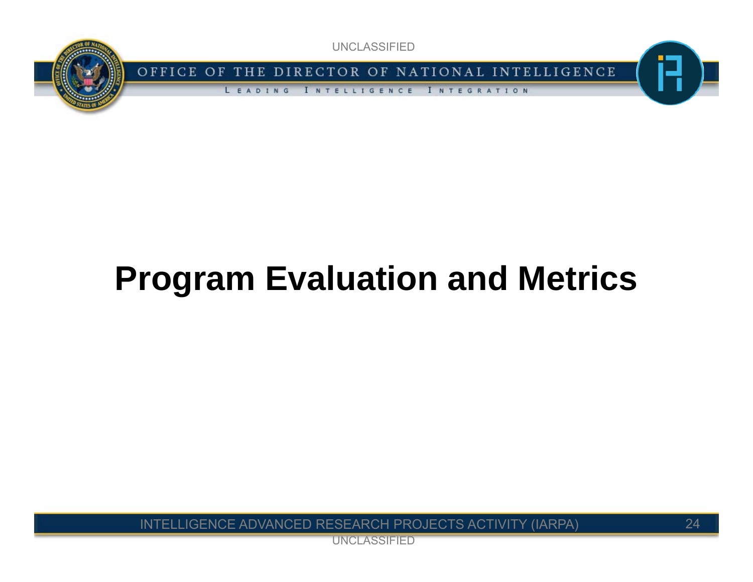# Program Evaluation and Metrics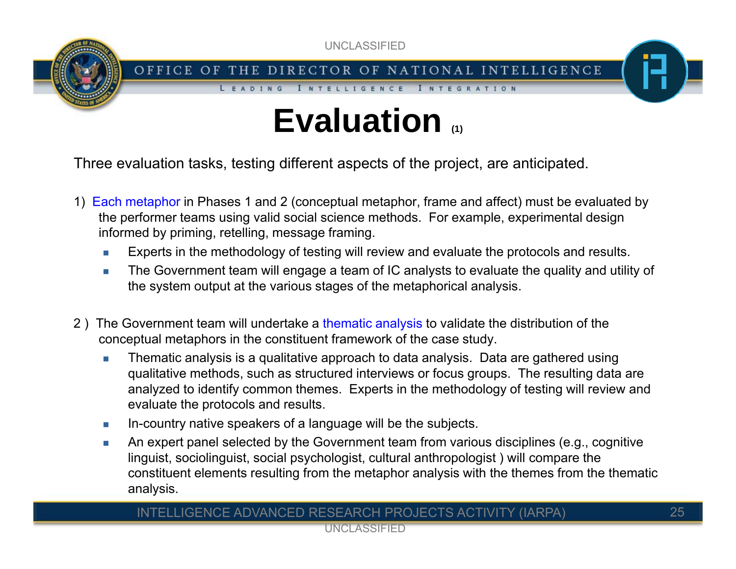# Evaluation (1)

Three evaluation tasks, testing different aspects of the project, are anticipated.

1) Each metaphor in Phases 1 and 2 (conceptual metaphor, frame and affect) must be evaluated by the performer teams using valid social science methods. For example, experimental design informed by priming, retelling, message framing.

   - Experts in the methodology of testing will review and evaluate the protocols and results.
   - The Government team will engage a team of IC analysts to evaluate the quality and utility of the system output at the various stages of the metaphorical analysis.

2 ) The Government team will undertake a thematic analysis to validate the distribution of the conceptual metaphors in the constituent framework of the case study.

   - Thematic analysis is a qualitative approach to data analysis. Data are gathered using qualitative methods, such as structured interviews or focus groups. The resulting data are analyzed to identify common themes. Experts in the methodology of testing will review and evaluate the protocols and results.
   - In-country native speakers of a language will be the subjects.
   - An expert panel selected by the Government team from various disciplines (e.g., cognitive linguist, sociolinguist, social psychologist, cultural anthropologist ) will compare the constituent elements resulting from the metaphor analysis with the themes from the thematic analysis.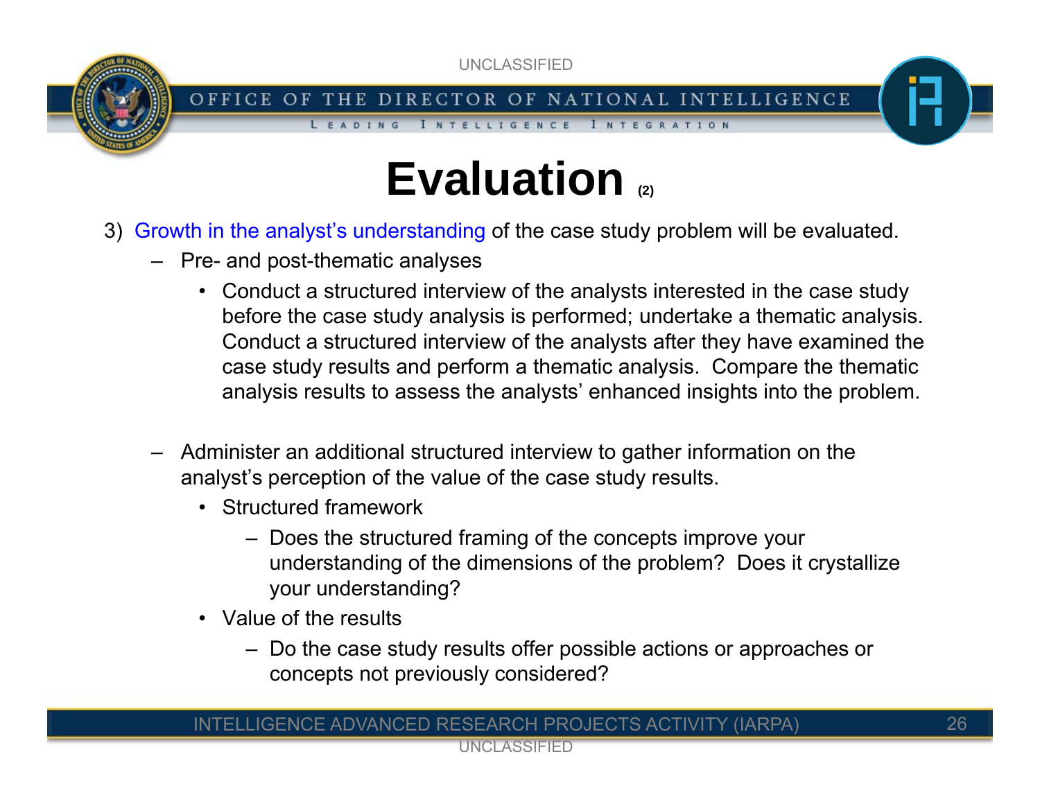# Evaluation (2)

3) Growth in the analyst's understanding of the case study problem will be evaluated.

   - Pre- and post-thematic analyses
     - Conduct a structured interview of the analysts interested in the case study before the case study analysis is performed; undertake a thematic analysis. Conduct a structured interview of the analysts after they have examined the case study results and perform a thematic analysis. Compare the thematic analysis results to assess the analysts' enhanced insights into the problem.

   - Administer an additional structured interview to gather information on the analyst's perception of the value of the case study results.
     - Structured framework
       - Does the structured framing of the concepts improve your understanding of the dimensions of the problem? Does it crystallize your understanding?
     - Value of the results
       - Do the case study results offer possible actions or approaches or concepts not previously considered?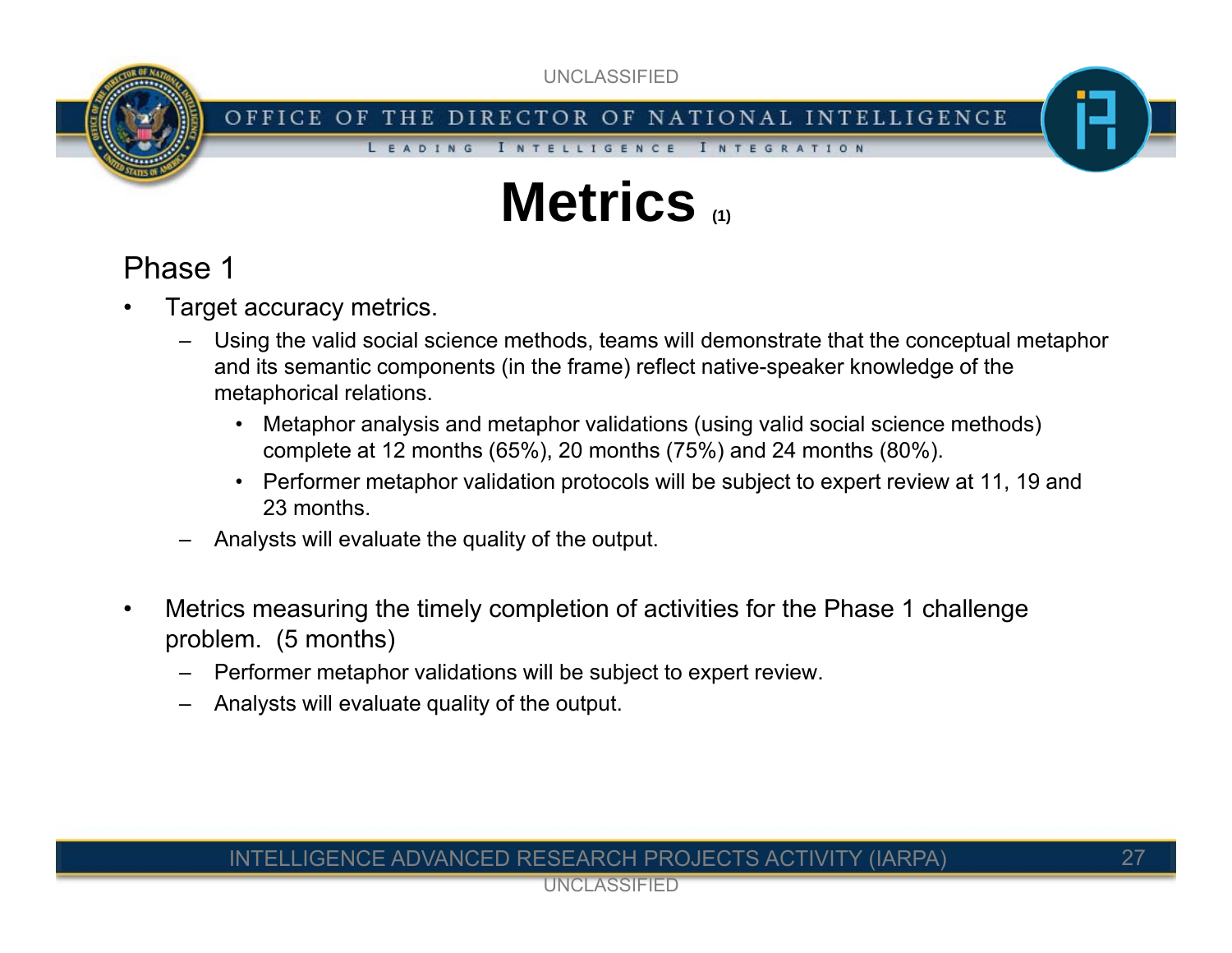# Metrics (1)

## Phase 1

- Target accuracy metrics.
  - Using the valid social science methods, teams will demonstrate that the conceptual metaphor and its semantic components (in the frame) reflect native-speaker knowledge of the metaphorical relations.
    - Metaphor analysis and metaphor validations (using valid social science methods) complete at 12 months (65%), 20 months (75%) and 24 months (80%).
    - Performer metaphor validation protocols will be subject to expert review at 11, 19 and 23 months.
  - Analysts will evaluate the quality of the output.

- Metrics measuring the timely completion of activities for the Phase 1 challenge problem. (5 months)
  - Performer metaphor validations will be subject to expert review.
  - Analysts will evaluate quality of the output.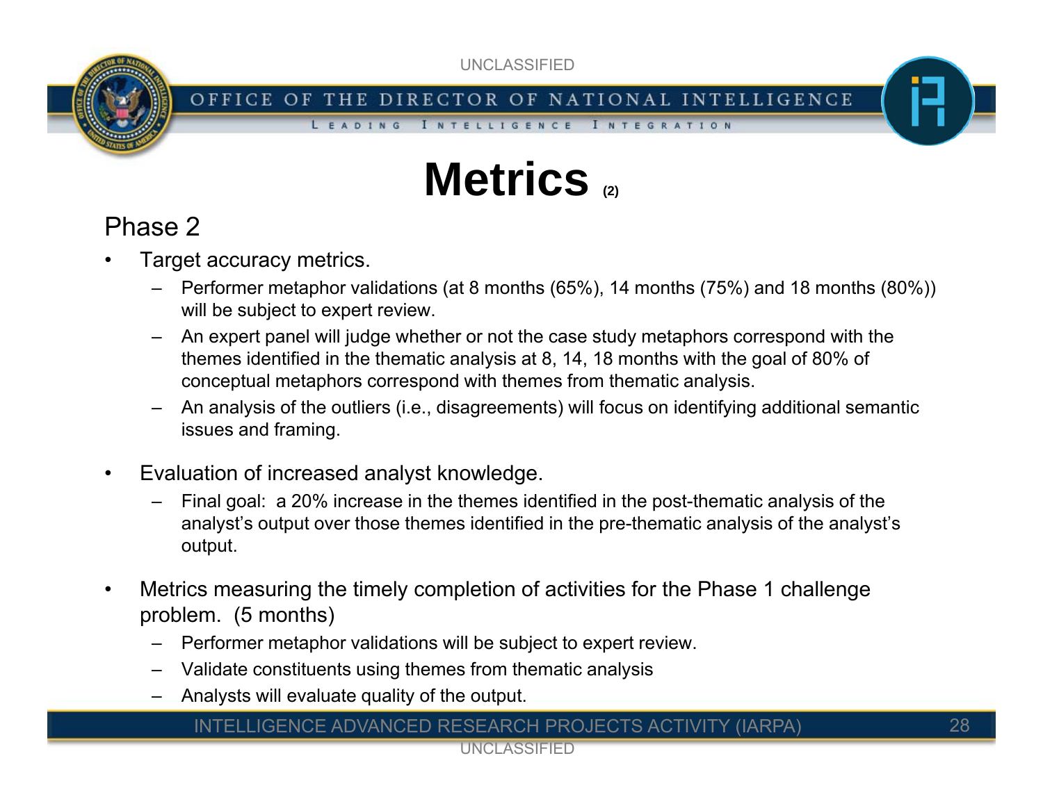# Metrics (2)

## Phase 2

- Target accuracy metrics.
  - Performer metaphor validations (at 8 months (65%), 14 months (75%) and 18 months (80%)) will be subject to expert review.
  - An expert panel will judge whether or not the case study metaphors correspond with the themes identified in the thematic analysis at 8, 14, 18 months with the goal of 80% of conceptual metaphors correspond with themes from thematic analysis.
  - An analysis of the outliers (i.e., disagreements) will focus on identifying additional semantic issues and framing.

- Evaluation of increased analyst knowledge.
  - Final goal: a 20% increase in the themes identified in the post-thematic analysis of the analyst's output over those themes identified in the pre-thematic analysis of the analyst's output.

- Metrics measuring the timely completion of activities for the Phase 1 challenge problem. (5 months)
  - Performer metaphor validations will be subject to expert review.
  - Validate constituents using themes from thematic analysis
  - Analysts will evaluate quality of the output.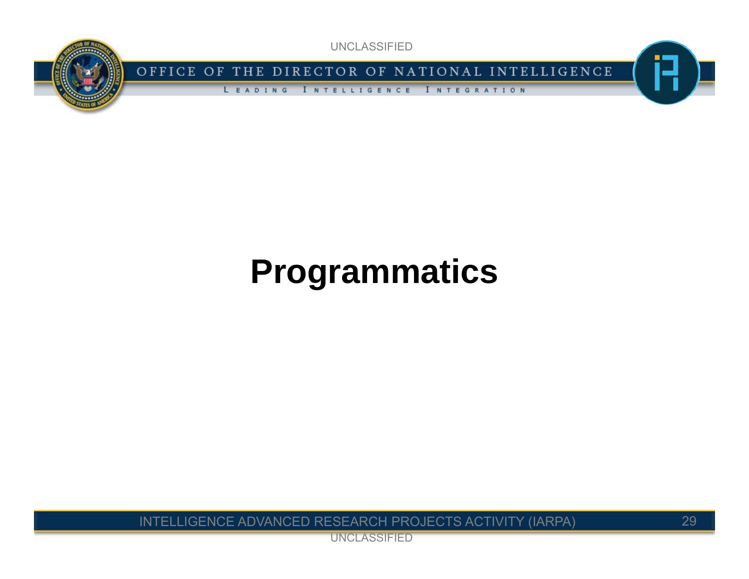# Programmatics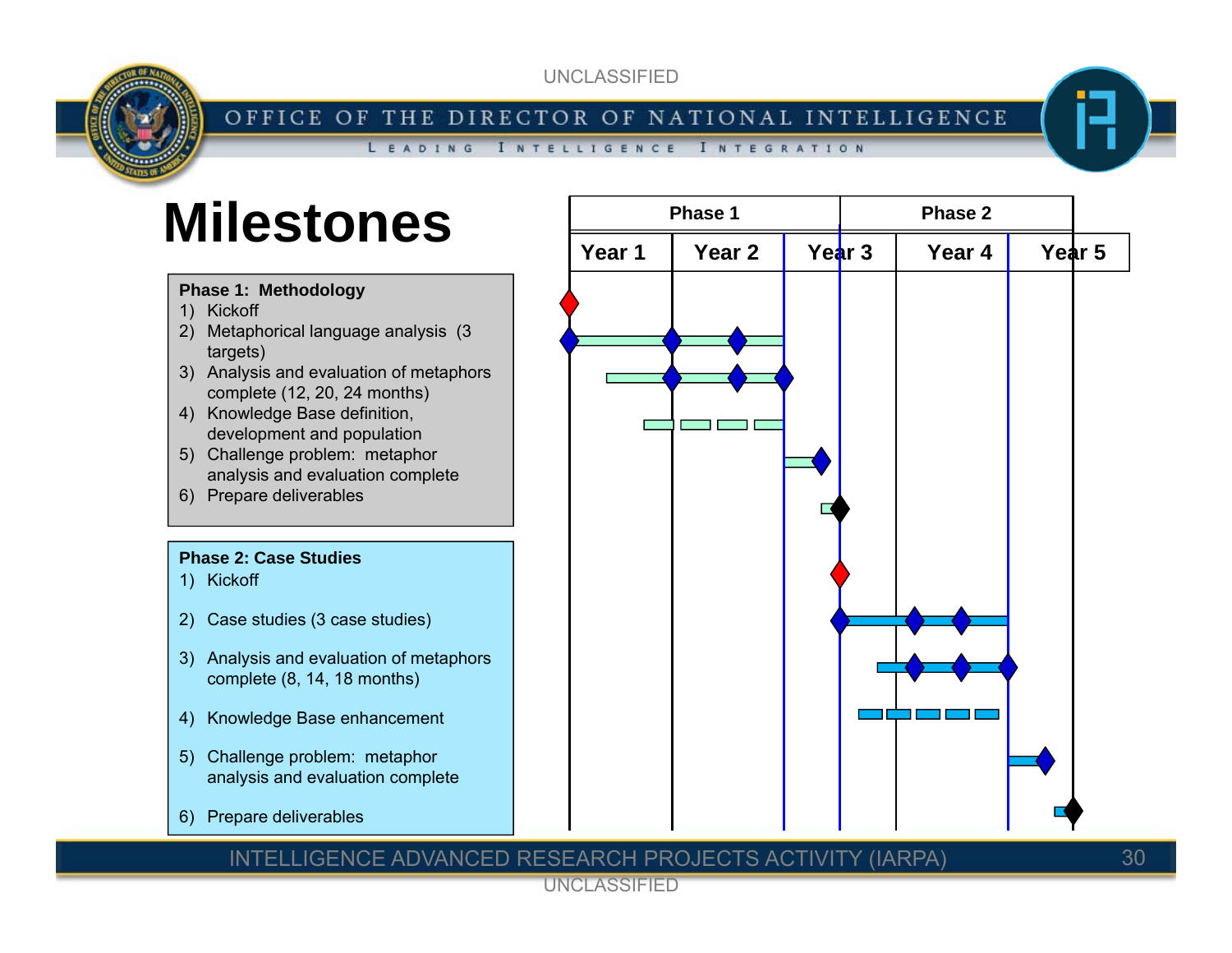# Milestones

**Phase 1: Methodology**

1) Kickoff
2) Metaphorical language analysis (3 targets)
3) Analysis and evaluation of metaphors complete (12, 20, 24 months)
4) Knowledge Base definition, development and population
5) Challenge problem: metaphor analysis and evaluation complete
6) Prepare deliverables

**Phase 2: Case Studies**

1) Kickoff
2) Case studies (3 case studies)
3) Analysis and evaluation of metaphors complete (8, 14, 18 months)
4) Knowledge Base enhancement
5) Challenge problem: metaphor analysis and evaluation complete
6) Prepare deliverables

| Phase 1 | | | Phase 2 | |
|---|---|---|---|---|
| Year 1 | Year 2 | Year 3 | Year 4 | Year 5 |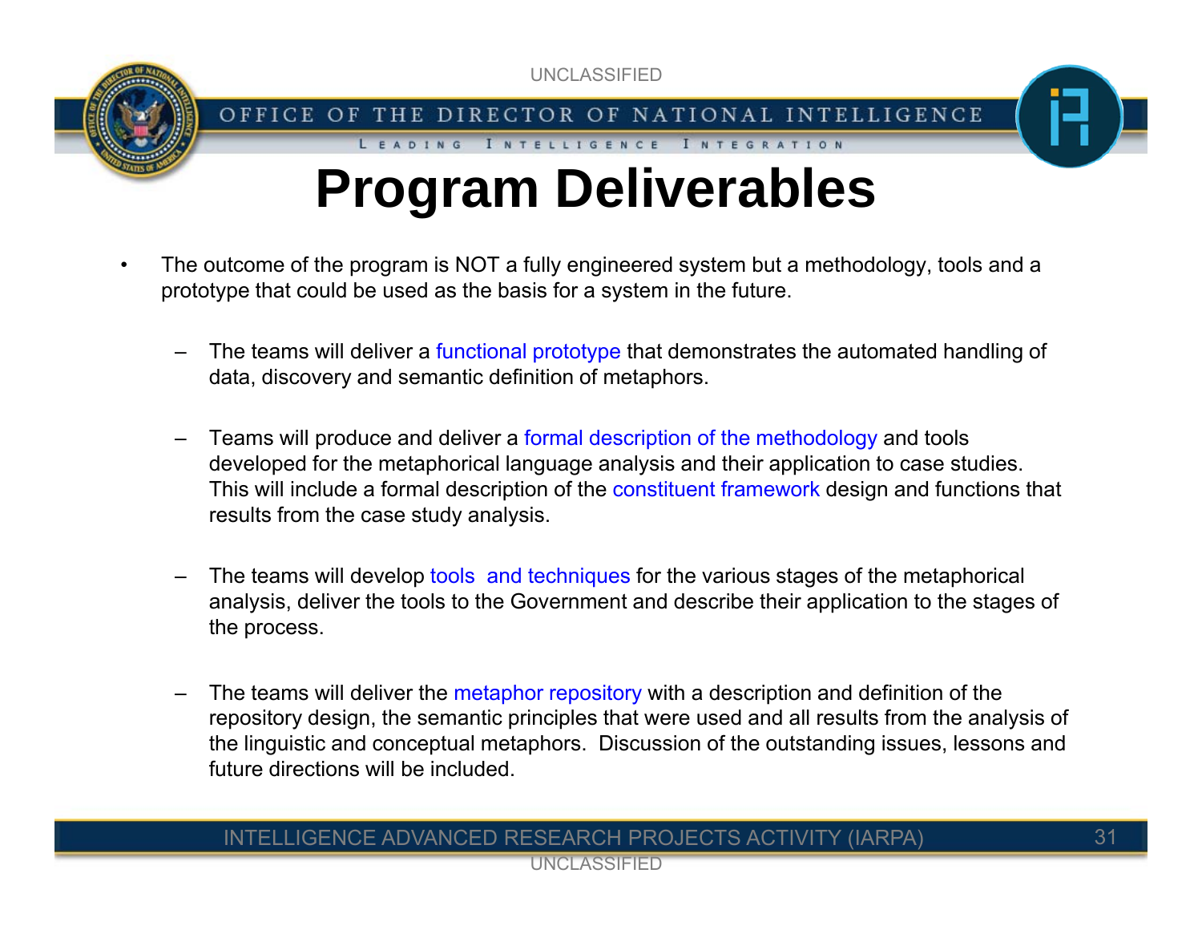# Program Deliverables

- The outcome of the program is NOT a fully engineered system but a methodology, tools and a prototype that could be used as the basis for a system in the future.
  - The teams will deliver a functional prototype that demonstrates the automated handling of data, discovery and semantic definition of metaphors.
  - Teams will produce and deliver a formal description of the methodology and tools developed for the metaphorical language analysis and their application to case studies. This will include a formal description of the constituent framework design and functions that results from the case study analysis.
  - The teams will develop tools and techniques for the various stages of the metaphorical analysis, deliver the tools to the Government and describe their application to the stages of the process.
  - The teams will deliver the metaphor repository with a description and definition of the repository design, the semantic principles that were used and all results from the analysis of the linguistic and conceptual metaphors. Discussion of the outstanding issues, lessons and future directions will be included.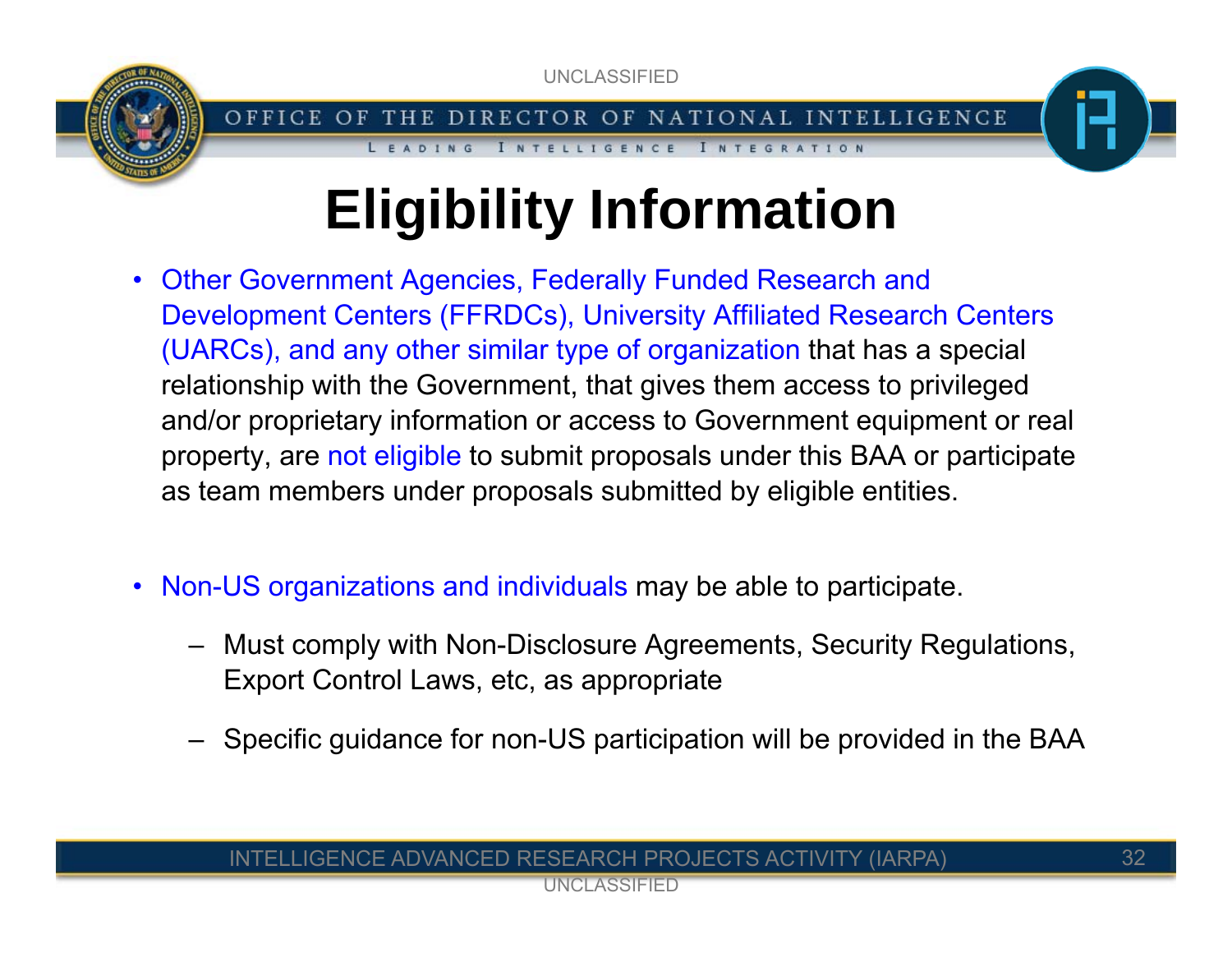# Eligibility Information

- Other Government Agencies, Federally Funded Research and Development Centers (FFRDCs), University Affiliated Research Centers (UARCs), and any other similar type of organization that has a special relationship with the Government, that gives them access to privileged and/or proprietary information or access to Government equipment or real property, are not eligible to submit proposals under this BAA or participate as team members under proposals submitted by eligible entities.

- Non-US organizations and individuals may be able to participate.
  - Must comply with Non-Disclosure Agreements, Security Regulations, Export Control Laws, etc, as appropriate
  - Specific guidance for non-US participation will be provided in the BAA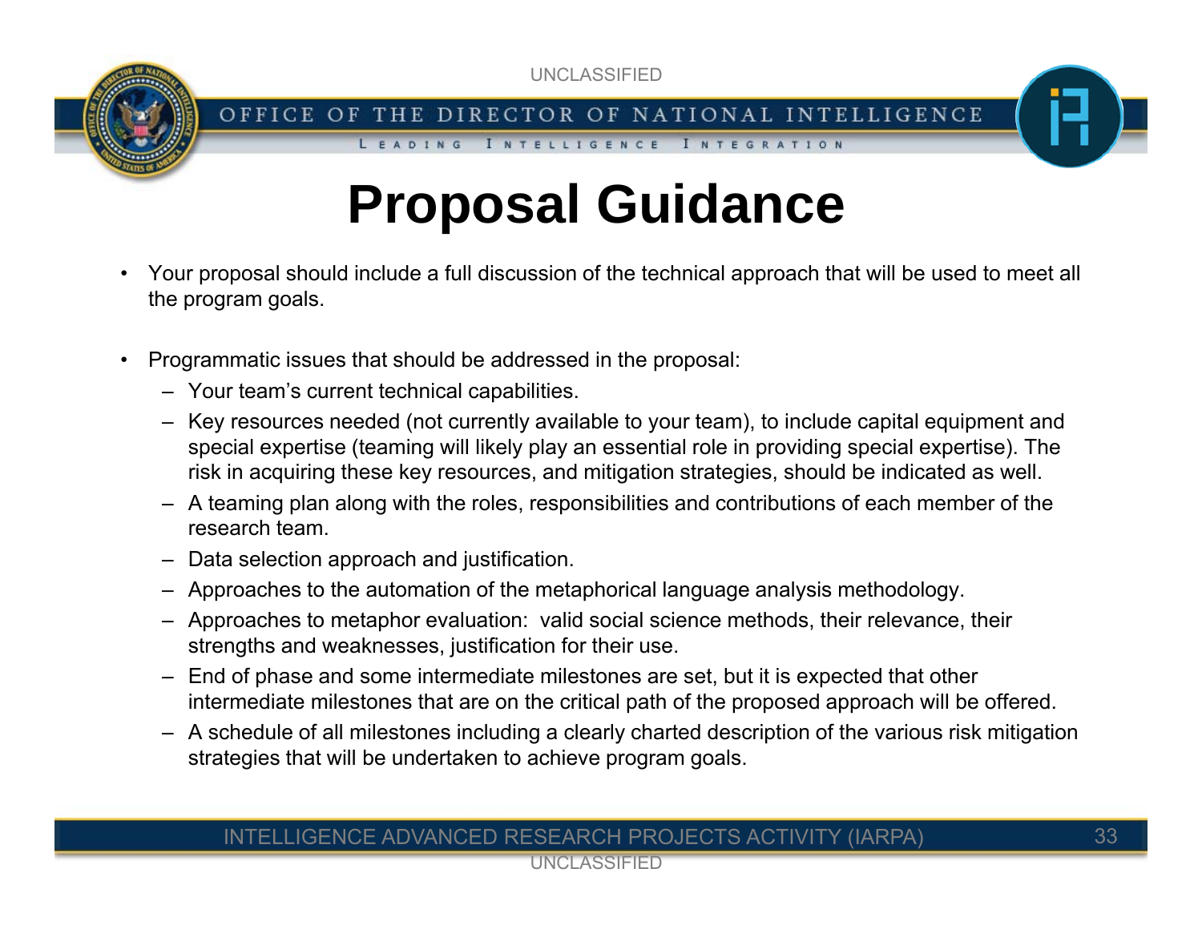# Proposal Guidance

- Your proposal should include a full discussion of the technical approach that will be used to meet all the program goals.

- Programmatic issues that should be addressed in the proposal:
  - Your team's current technical capabilities.
  - Key resources needed (not currently available to your team), to include capital equipment and special expertise (teaming will likely play an essential role in providing special expertise). The risk in acquiring these key resources, and mitigation strategies, should be indicated as well.
  - A teaming plan along with the roles, responsibilities and contributions of each member of the research team.
  - Data selection approach and justification.
  - Approaches to the automation of the metaphorical language analysis methodology.
  - Approaches to metaphor evaluation: valid social science methods, their relevance, their strengths and weaknesses, justification for their use.
  - End of phase and some intermediate milestones are set, but it is expected that other intermediate milestones that are on the critical path of the proposed approach will be offered.
  - A schedule of all milestones including a clearly charted description of the various risk mitigation strategies that will be undertaken to achieve program goals.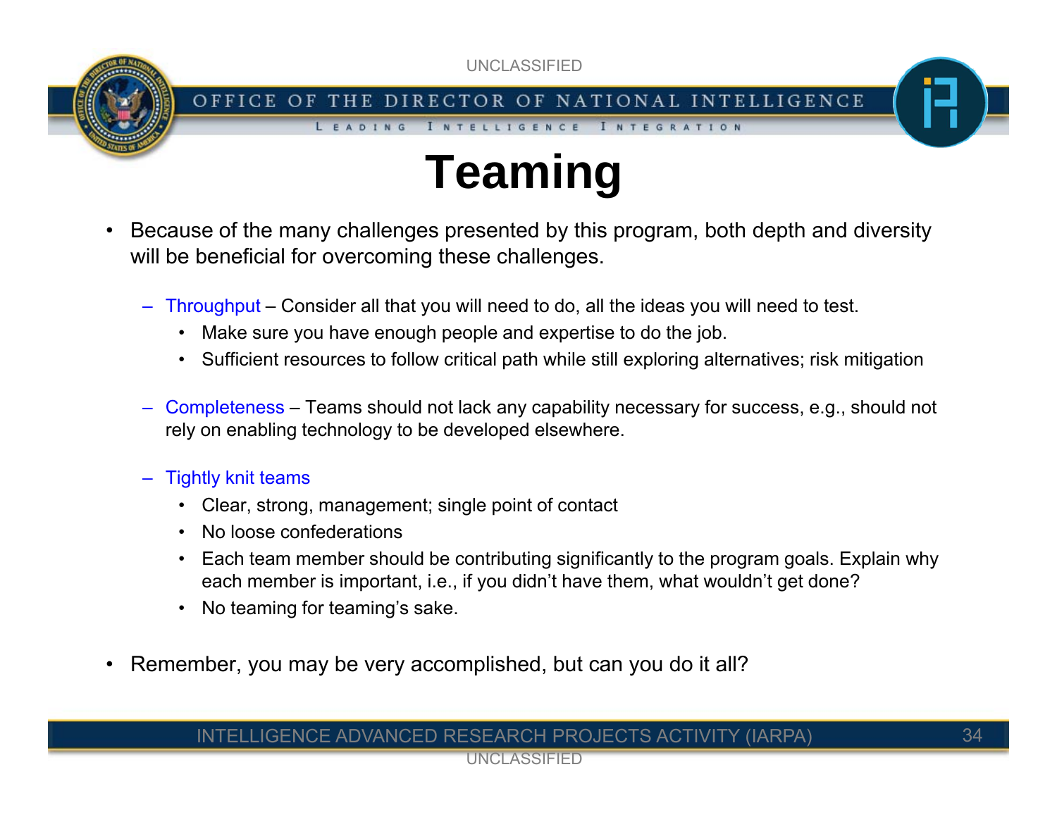# Teaming

- Because of the many challenges presented by this program, both depth and diversity will be beneficial for overcoming these challenges.
  - Throughput – Consider all that you will need to do, all the ideas you will need to test.
    - Make sure you have enough people and expertise to do the job.
    - Sufficient resources to follow critical path while still exploring alternatives; risk mitigation
  - Completeness – Teams should not lack any capability necessary for success, e.g., should not rely on enabling technology to be developed elsewhere.
  - Tightly knit teams
    - Clear, strong, management; single point of contact
    - No loose confederations
    - Each team member should be contributing significantly to the program goals. Explain why each member is important, i.e., if you didn't have them, what wouldn't get done?
    - No teaming for teaming's sake.
- Remember, you may be very accomplished, but can you do it all?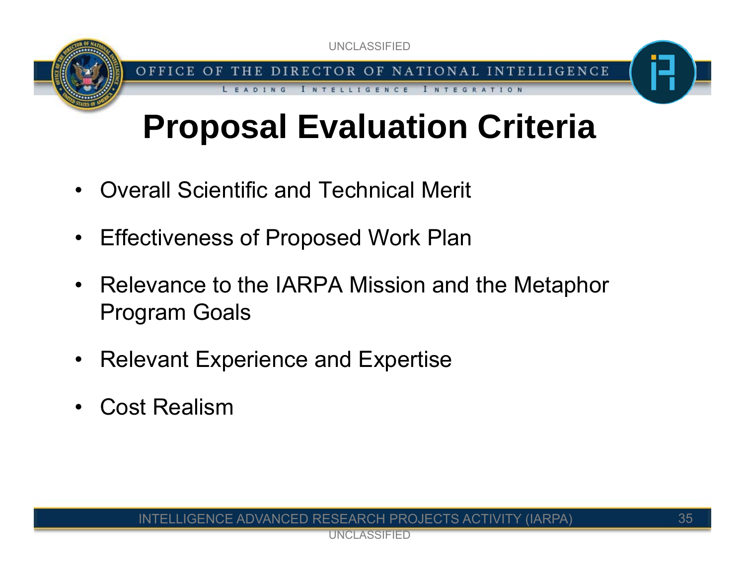# Proposal Evaluation Criteria

- Overall Scientific and Technical Merit
- Effectiveness of Proposed Work Plan
- Relevance to the IARPA Mission and the Metaphor Program Goals
- Relevant Experience and Expertise
- Cost Realism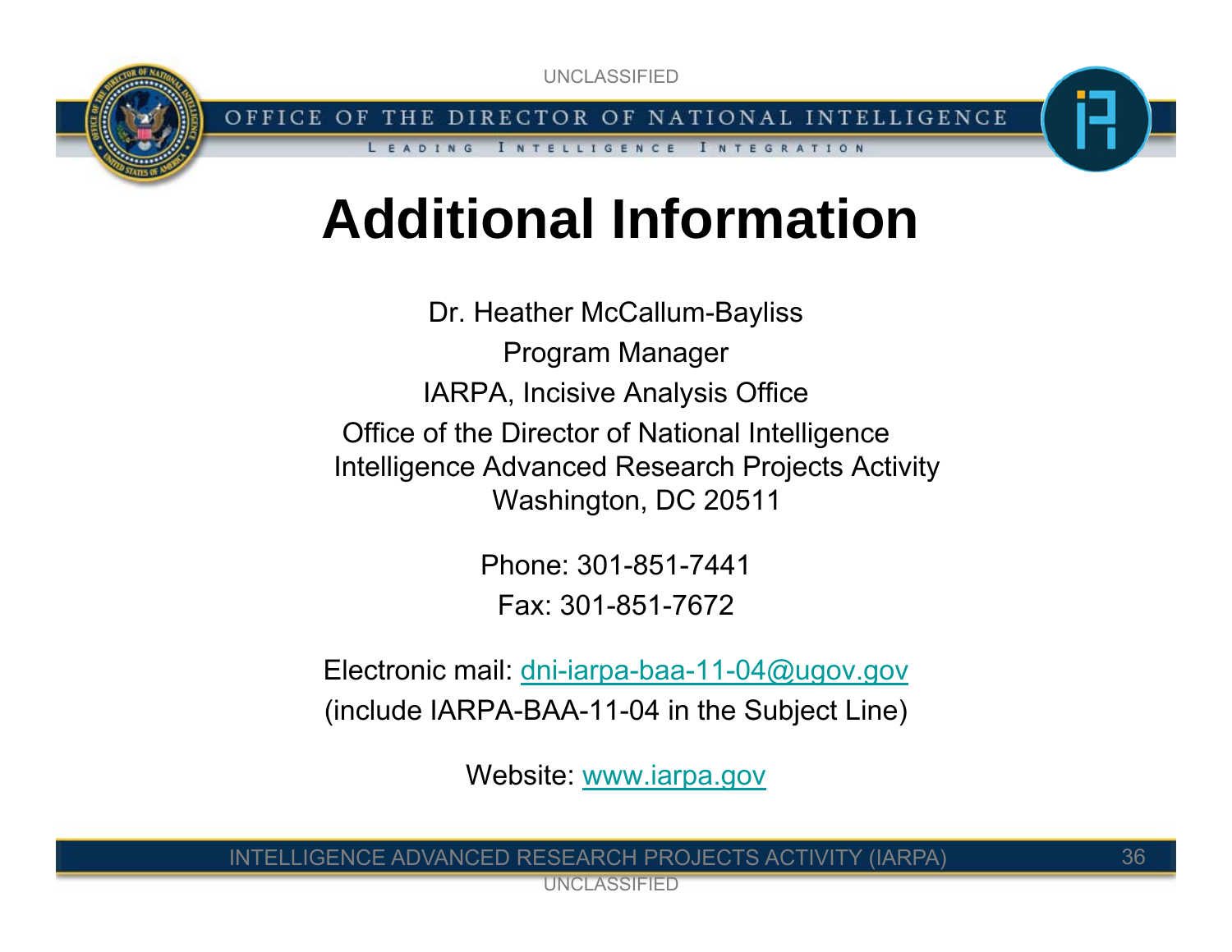# Additional Information

Dr. Heather McCallum-Bayliss

Program Manager

IARPA, Incisive Analysis Office

Office of the Director of National Intelligence
Intelligence Advanced Research Projects Activity
Washington, DC 20511

Phone: 301-851-7441

Fax: 301-851-7672

Electronic mail: dni-iarpa-baa-11-04@ugov.gov
(include IARPA-BAA-11-04 in the Subject Line)

Website: www.iarpa.gov